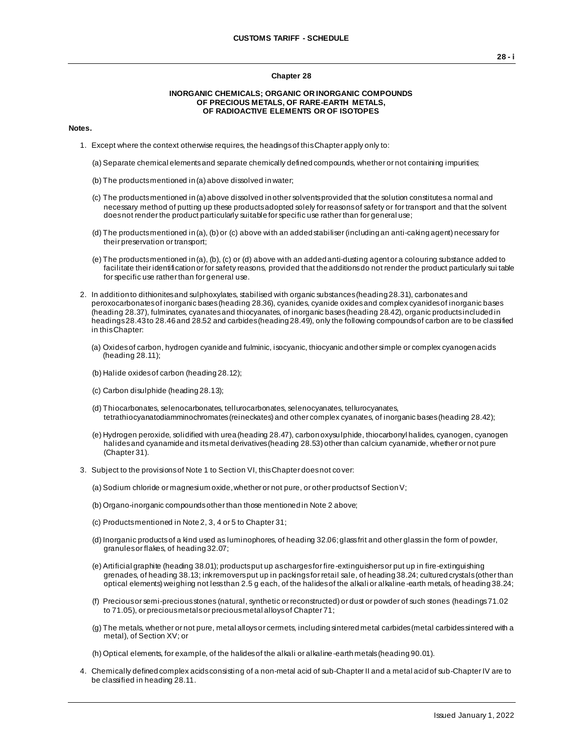## Chapter 28

### INORGANIC CHEMICALS; ORGANIC OR INORGANIC COMPOUNDS OF PRECIOUS METALS, OF RARE-EARTH METALS, OF RADIOACTIVE ELEMENTS OR OF ISOTOPES

**Notes.**

1. Except where the context otherwise requires, the headings of this Chapter apply only to:

   (a) Separate chemical elements and separate chemically defined compounds, whether or not containing impurities;

   (b) The products mentioned in (a) above dissolved in water;

   (c) The products mentioned in (a) above dissolved in other solvents provided that the solution constitutes a normal and necessary method of putting up these products adopted solely for reasons of safety or for transport and that the solvent does not render the product particularly suitable for specific use rather than for general use;

   (d) The products mentioned in (a), (b) or (c) above with an added stabiliser (including an anti-caking agent) necessary for their preservation or transport;

   (e) The products mentioned in (a), (b), (c) or (d) above with an added anti-dusting agent or a colouring substance added to facilitate their identification or for safety reasons, provided that the additions do not render the product particularly suitable for specific use rather than for general use.

2. In addition to dithionites and sulphoxylates, stabilised with organic substances (heading 28.31), carbonates and peroxocarbonates of inorganic bases (heading 28.36), cyanides, cyanide oxides and complex cyanides of inorganic bases (heading 28.37), fulminates, cyanates and thiocyanates, of inorganic bases (heading 28.42), organic products included in headings 28.43 to 28.46 and 28.52 and carbides (heading 28.49), only the following compounds of carbon are to be classified in this Chapter:

   (a) Oxides of carbon, hydrogen cyanide and fulminic, isocyanic, thiocyanic and other simple or complex cyanogen acids (heading 28.11);

   (b) Halide oxides of carbon (heading 28.12);

   (c) Carbon disulphide (heading 28.13);

   (d) Thiocarbonates, selenocarbonates, tellurocarbonates, selenocyanates, tellurocyanates, tetrathiocyanatodiamminochromates (reineckates) and other complex cyanates, of inorganic bases (heading 28.42);

   (e) Hydrogen peroxide, solidified with urea (heading 28.47), carbon oxysulphide, thiocarbonyl halides, cyanogen, cyanogen halides and cyanamide and its metal derivatives (heading 28.53) other than calcium cyanamide, whether or not pure (Chapter 31).

3. Subject to the provisions of Note 1 to Section VI, this Chapter does not cover:

   (a) Sodium chloride or magnesium oxide, whether or not pure, or other products of Section V;

   (b) Organo-inorganic compounds other than those mentioned in Note 2 above;

   (c) Products mentioned in Note 2, 3, 4 or 5 to Chapter 31;

   (d) Inorganic products of a kind used as luminophores, of heading 32.06; glass frit and other glass in the form of powder, granules or flakes, of heading 32.07;

   (e) Artificial graphite (heading 38.01); products put up as charges for fire-extinguishers or put up in fire-extinguishing grenades, of heading 38.13; ink removers put up in packings for retail sale, of heading 38.24; cultured crystals (other than optical elements) weighing not less than 2.5 g each, of the halides of the alkali or alkaline-earth metals, of heading 38.24;

   (f) Precious or semi-precious stones (natural, synthetic or reconstructed) or dust or powder of such stones (headings 71.02 to 71.05), or precious metals or precious metal alloys of Chapter 71;

   (g) The metals, whether or not pure, metal alloys or cermets, including sintered metal carbides (metal carbides sintered with a metal), of Section XV; or

   (h) Optical elements, for example, of the halides of the alkali or alkaline-earth metals (heading 90.01).

4. Chemically defined complex acids consisting of a non-metal acid of sub-Chapter II and a metal acid of sub-Chapter IV are to be classified in heading 28.11.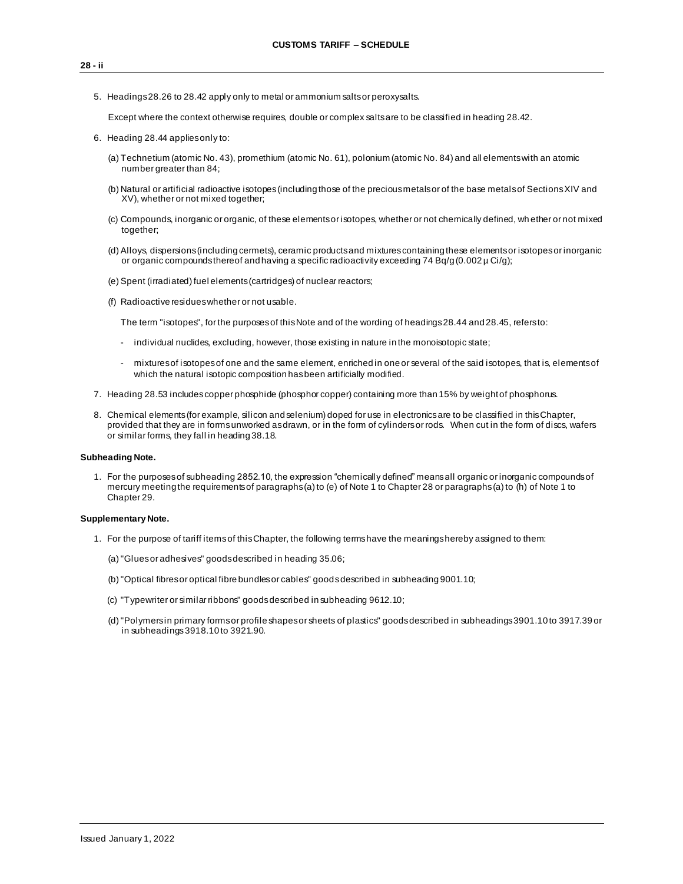5. Headings 28.26 to 28.42 apply only to metal or ammonium salts or peroxysalts.

   Except where the context otherwise requires, double or complex salts are to be classified in heading 28.42.

6. Heading 28.44 applies only to:

   (a) Technetium (atomic No. 43), promethium (atomic No. 61), polonium (atomic No. 84) and all elements with an atomic number greater than 84;

   (b) Natural or artificial radioactive isotopes (including those of the precious metals or of the base metals of Sections XIV and XV), whether or not mixed together;

   (c) Compounds, inorganic or organic, of these elements or isotopes, whether or not chemically defined, whether or not mixed together;

   (d) Alloys, dispersions (including cermets), ceramic products and mixtures containing these elements or isotopes or inorganic or organic compounds thereof and having a specific radioactivity exceeding 74 Bq/g (0.002 µ Ci/g);

   (e) Spent (irradiated) fuel elements (cartridges) of nuclear reactors;

   (f) Radioactive residues whether or not usable.

   The term "isotopes", for the purposes of this Note and of the wording of headings 28.44 and 28.45, refers to:

   - individual nuclides, excluding, however, those existing in nature in the monoisotopic state;
   - mixtures of isotopes of one and the same element, enriched in one or several of the said isotopes, that is, elements of which the natural isotopic composition has been artificially modified.

7. Heading 28.53 includes copper phosphide (phosphor copper) containing more than 15% by weight of phosphorus.

8. Chemical elements (for example, silicon and selenium) doped for use in electronics are to be classified in this Chapter, provided that they are in forms unworked as drawn, or in the form of cylinders or rods. When cut in the form of discs, wafers or similar forms, they fall in heading 38.18.

**Subheading Note.**

1. For the purposes of subheading 2852.10, the expression "chemically defined" means all organic or inorganic compounds of mercury meeting the requirements of paragraphs (a) to (e) of Note 1 to Chapter 28 or paragraphs (a) to (h) of Note 1 to Chapter 29.

**Supplementary Note.**

1. For the purpose of tariff items of this Chapter, the following terms have the meanings hereby assigned to them:

   (a) "Glues or adhesives" goods described in heading 35.06;

   (b) "Optical fibres or optical fibre bundles or cables" goods described in subheading 9001.10;

   (c) "Typewriter or similar ribbons" goods described in subheading 9612.10;

   (d) "Polymers in primary forms or profile shapes or sheets of plastics" goods described in subheadings 3901.10 to 3917.39 or in subheadings 3918.10 to 3921.90.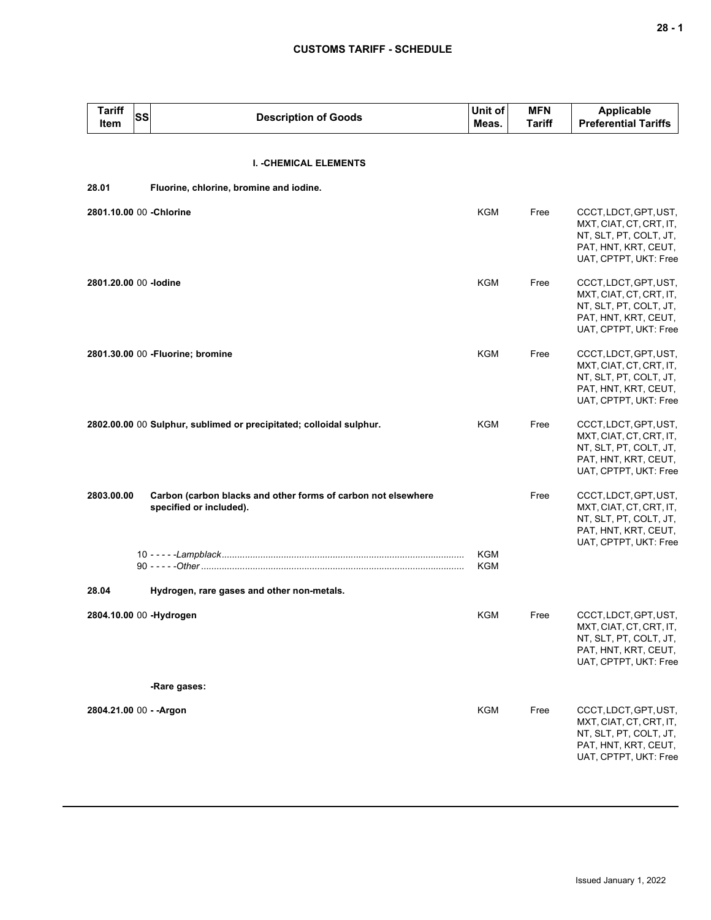| Tariff Item | SS | Description of Goods | Unit of Meas. | MFN Tariff | Applicable Preferential Tariffs |
|---|---|---|---|---|---|
| | | **I. -CHEMICAL ELEMENTS** | | | |
| **28.01** | | **Fluorine, chlorine, bromine and iodine.** | | | |
| **2801.10.00** | 00 | **-Chlorine** | KGM | Free | CCCT, LDCT, GPT, UST, MXT, CIAT, CT, CRT, IT, NT, SLT, PT, COLT, JT, PAT, HNT, KRT, CEUT, UAT, CPTPT, UKT: Free |
| **2801.20.00** | 00 | **-Iodine** | KGM | Free | CCCT, LDCT, GPT, UST, MXT, CIAT, CT, CRT, IT, NT, SLT, PT, COLT, JT, PAT, HNT, KRT, CEUT, UAT, CPTPT, UKT: Free |
| **2801.30.00** | 00 | **-Fluorine; bromine** | KGM | Free | CCCT, LDCT, GPT, UST, MXT, CIAT, CT, CRT, IT, NT, SLT, PT, COLT, JT, PAT, HNT, KRT, CEUT, UAT, CPTPT, UKT: Free |
| **2802.00.00** | 00 | **Sulphur, sublimed or precipitated; colloidal sulphur.** | KGM | Free | CCCT, LDCT, GPT, UST, MXT, CIAT, CT, CRT, IT, NT, SLT, PT, COLT, JT, PAT, HNT, KRT, CEUT, UAT, CPTPT, UKT: Free |
| **2803.00.00** | | **Carbon (carbon blacks and other forms of carbon not elsewhere specified or included).** | | Free | CCCT, LDCT, GPT, UST, MXT, CIAT, CT, CRT, IT, NT, SLT, PT, COLT, JT, PAT, HNT, KRT, CEUT, UAT, CPTPT, UKT: Free |
| | 10 | - - - - -*Lampblack* | KGM | | |
| | 90 | - - - - -*Other* | KGM | | |
| **28.04** | | **Hydrogen, rare gases and other non-metals.** | | | |
| **2804.10.00** | 00 | **-Hydrogen** | KGM | Free | CCCT, LDCT, GPT, UST, MXT, CIAT, CT, CRT, IT, NT, SLT, PT, COLT, JT, PAT, HNT, KRT, CEUT, UAT, CPTPT, UKT: Free |
| | | **-Rare gases:** | | | |
| **2804.21.00** | 00 | **- -Argon** | KGM | Free | CCCT, LDCT, GPT, UST, MXT, CIAT, CT, CRT, IT, NT, SLT, PT, COLT, JT, PAT, HNT, KRT, CEUT, UAT, CPTPT, UKT: Free |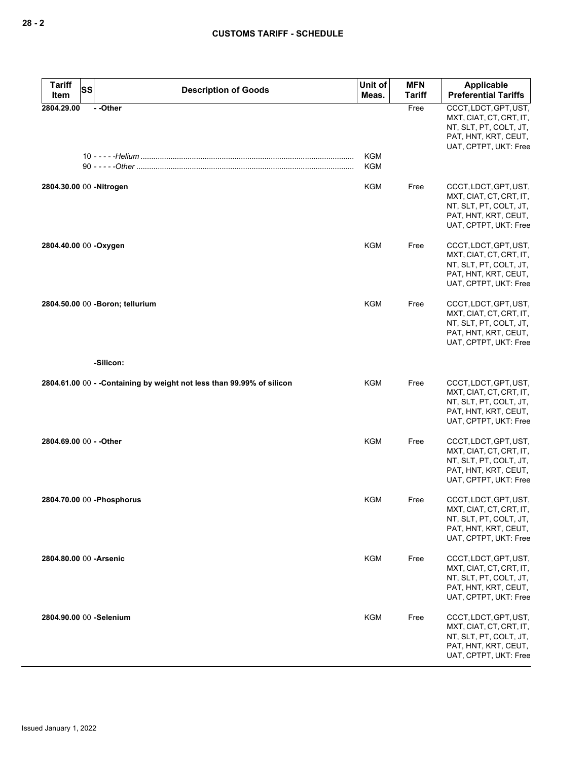| Tariff Item | SS | Description of Goods | Unit of Meas. | MFN Tariff | Applicable Preferential Tariffs |
|---|---|---|---|---|---|
| 2804.29.00 | | - -Other | | Free | CCCT, LDCT, GPT, UST, MXT, CIAT, CT, CRT, IT, NT, SLT, PT, COLT, JT, PAT, HNT, KRT, CEUT, UAT, CPTPT, UKT: Free |
| | 10 | - - - - -*Helium* | KGM | | |
| | 90 | - - - - -*Other* | KGM | | |
| 2804.30.00 | 00 | -Nitrogen | KGM | Free | CCCT, LDCT, GPT, UST, MXT, CIAT, CT, CRT, IT, NT, SLT, PT, COLT, JT, PAT, HNT, KRT, CEUT, UAT, CPTPT, UKT: Free |
| 2804.40.00 | 00 | -Oxygen | KGM | Free | CCCT, LDCT, GPT, UST, MXT, CIAT, CT, CRT, IT, NT, SLT, PT, COLT, JT, PAT, HNT, KRT, CEUT, UAT, CPTPT, UKT: Free |
| 2804.50.00 | 00 | -Boron; tellurium | KGM | Free | CCCT, LDCT, GPT, UST, MXT, CIAT, CT, CRT, IT, NT, SLT, PT, COLT, JT, PAT, HNT, KRT, CEUT, UAT, CPTPT, UKT: Free |
| | | -Silicon: | | | |
| 2804.61.00 | 00 | - -Containing by weight not less than 99.99% of silicon | KGM | Free | CCCT, LDCT, GPT, UST, MXT, CIAT, CT, CRT, IT, NT, SLT, PT, COLT, JT, PAT, HNT, KRT, CEUT, UAT, CPTPT, UKT: Free |
| 2804.69.00 | 00 | - -Other | KGM | Free | CCCT, LDCT, GPT, UST, MXT, CIAT, CT, CRT, IT, NT, SLT, PT, COLT, JT, PAT, HNT, KRT, CEUT, UAT, CPTPT, UKT: Free |
| 2804.70.00 | 00 | -Phosphorus | KGM | Free | CCCT, LDCT, GPT, UST, MXT, CIAT, CT, CRT, IT, NT, SLT, PT, COLT, JT, PAT, HNT, KRT, CEUT, UAT, CPTPT, UKT: Free |
| 2804.80.00 | 00 | -Arsenic | KGM | Free | CCCT, LDCT, GPT, UST, MXT, CIAT, CT, CRT, IT, NT, SLT, PT, COLT, JT, PAT, HNT, KRT, CEUT, UAT, CPTPT, UKT: Free |
| 2804.90.00 | 00 | -Selenium | KGM | Free | CCCT, LDCT, GPT, UST, MXT, CIAT, CT, CRT, IT, NT, SLT, PT, COLT, JT, PAT, HNT, KRT, CEUT, UAT, CPTPT, UKT: Free |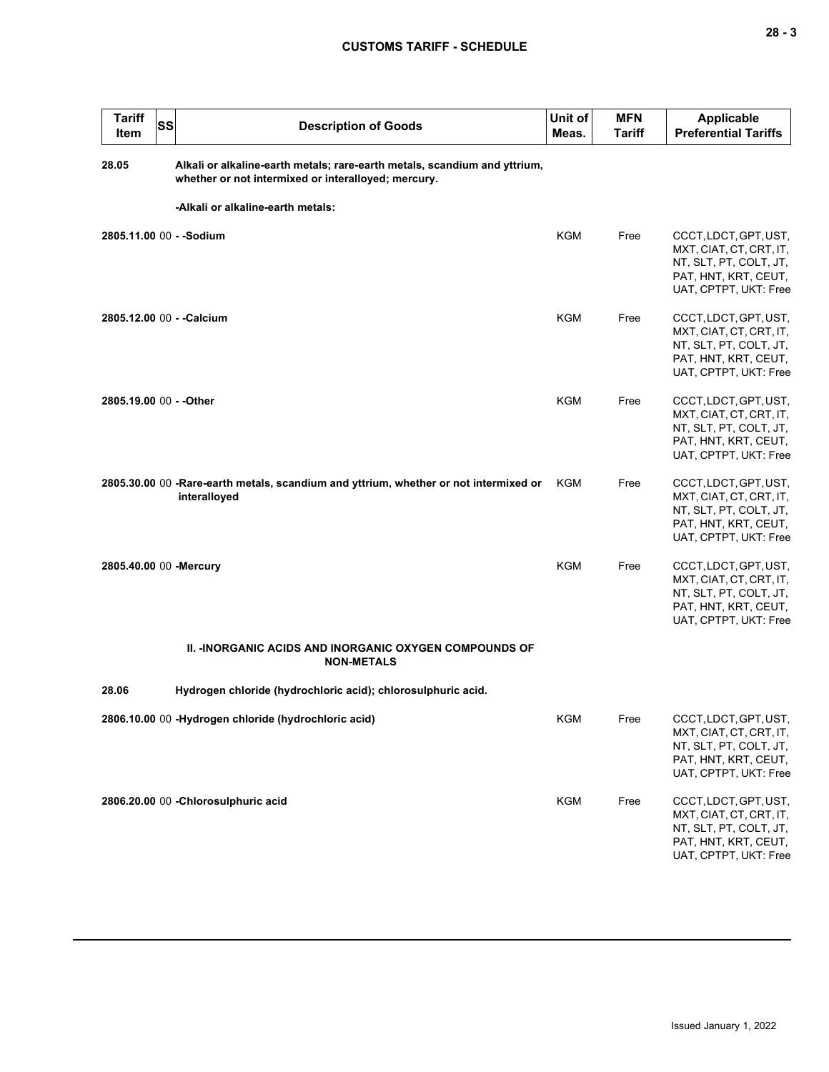| Tariff Item | SS | Description of Goods | Unit of Meas. | MFN Tariff | Applicable Preferential Tariffs |
|---|---|---|---|---|---|
| **28.05** | | **Alkali or alkaline-earth metals; rare-earth metals, scandium and yttrium, whether or not intermixed or interalloyed; mercury.** | | | |
| | | **-Alkali or alkaline-earth metals:** | | | |
| **2805.11.00** | 00 | **- -Sodium** | KGM | Free | CCCT, LDCT, GPT, UST, MXT, CIAT, CT, CRT, IT, NT, SLT, PT, COLT, JT, PAT, HNT, KRT, CEUT, UAT, CPTPT, UKT: Free |
| **2805.12.00** | 00 | **- -Calcium** | KGM | Free | CCCT, LDCT, GPT, UST, MXT, CIAT, CT, CRT, IT, NT, SLT, PT, COLT, JT, PAT, HNT, KRT, CEUT, UAT, CPTPT, UKT: Free |
| **2805.19.00** | 00 | **- -Other** | KGM | Free | CCCT, LDCT, GPT, UST, MXT, CIAT, CT, CRT, IT, NT, SLT, PT, COLT, JT, PAT, HNT, KRT, CEUT, UAT, CPTPT, UKT: Free |
| **2805.30.00** | 00 | **-Rare-earth metals, scandium and yttrium, whether or not intermixed or interalloyed** | KGM | Free | CCCT, LDCT, GPT, UST, MXT, CIAT, CT, CRT, IT, NT, SLT, PT, COLT, JT, PAT, HNT, KRT, CEUT, UAT, CPTPT, UKT: Free |
| **2805.40.00** | 00 | **-Mercury** | KGM | Free | CCCT, LDCT, GPT, UST, MXT, CIAT, CT, CRT, IT, NT, SLT, PT, COLT, JT, PAT, HNT, KRT, CEUT, UAT, CPTPT, UKT: Free |
| | | **II. -INORGANIC ACIDS AND INORGANIC OXYGEN COMPOUNDS OF NON-METALS** | | | |
| **28.06** | | **Hydrogen chloride (hydrochloric acid); chlorosulphuric acid.** | | | |
| **2806.10.00** | 00 | **-Hydrogen chloride (hydrochloric acid)** | KGM | Free | CCCT, LDCT, GPT, UST, MXT, CIAT, CT, CRT, IT, NT, SLT, PT, COLT, JT, PAT, HNT, KRT, CEUT, UAT, CPTPT, UKT: Free |
| **2806.20.00** | 00 | **-Chlorosulphuric acid** | KGM | Free | CCCT, LDCT, GPT, UST, MXT, CIAT, CT, CRT, IT, NT, SLT, PT, COLT, JT, PAT, HNT, KRT, CEUT, UAT, CPTPT, UKT: Free |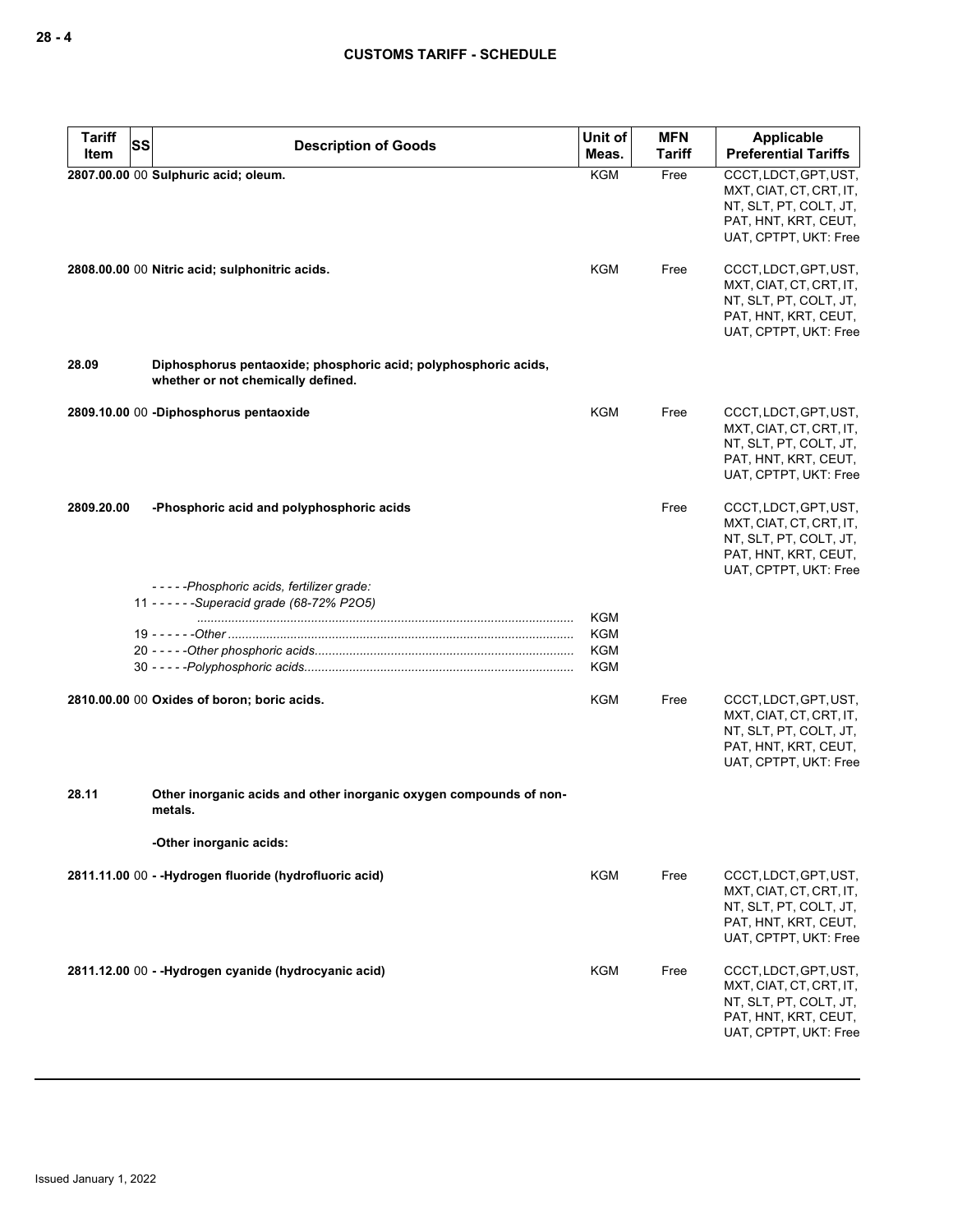| Tariff Item | SS | Description of Goods | Unit of Meas. | MFN Tariff | Applicable Preferential Tariffs |
|---|---|---|---|---|---|
| **2807.00.00** | 00 | **Sulphuric acid; oleum.** | KGM | Free | CCCT, LDCT, GPT, UST, MXT, CIAT, CT, CRT, IT, NT, SLT, PT, COLT, JT, PAT, HNT, KRT, CEUT, UAT, CPTPT, UKT: Free |
| **2808.00.00** | 00 | **Nitric acid; sulphonitric acids.** | KGM | Free | CCCT, LDCT, GPT, UST, MXT, CIAT, CT, CRT, IT, NT, SLT, PT, COLT, JT, PAT, HNT, KRT, CEUT, UAT, CPTPT, UKT: Free |
| **28.09** | | **Diphosphorus pentaoxide; phosphoric acid; polyphosphoric acids, whether or not chemically defined.** | | | |
| **2809.10.00** | 00 | **-Diphosphorus pentaoxide** | KGM | Free | CCCT, LDCT, GPT, UST, MXT, CIAT, CT, CRT, IT, NT, SLT, PT, COLT, JT, PAT, HNT, KRT, CEUT, UAT, CPTPT, UKT: Free |
| **2809.20.00** | | **-Phosphoric acid and polyphosphoric acids** | | Free | CCCT, LDCT, GPT, UST, MXT, CIAT, CT, CRT, IT, NT, SLT, PT, COLT, JT, PAT, HNT, KRT, CEUT, UAT, CPTPT, UKT: Free |
| | | *-----Phosphoric acids, fertilizer grade:* | | | |
| | 11 | *------Superacid grade (68-72% P2O5)* | KGM | | |
| | 19 | *------Other* | KGM | | |
| | 20 | *-----Other phosphoric acids* | KGM | | |
| | 30 | *-----Polyphosphoric acids* | KGM | | |
| **2810.00.00** | 00 | **Oxides of boron; boric acids.** | KGM | Free | CCCT, LDCT, GPT, UST, MXT, CIAT, CT, CRT, IT, NT, SLT, PT, COLT, JT, PAT, HNT, KRT, CEUT, UAT, CPTPT, UKT: Free |
| **28.11** | | **Other inorganic acids and other inorganic oxygen compounds of non-metals.** | | | |
| | | **-Other inorganic acids:** | | | |
| **2811.11.00** | 00 | **- -Hydrogen fluoride (hydrofluoric acid)** | KGM | Free | CCCT, LDCT, GPT, UST, MXT, CIAT, CT, CRT, IT, NT, SLT, PT, COLT, JT, PAT, HNT, KRT, CEUT, UAT, CPTPT, UKT: Free |
| **2811.12.00** | 00 | **- -Hydrogen cyanide (hydrocyanic acid)** | KGM | Free | CCCT, LDCT, GPT, UST, MXT, CIAT, CT, CRT, IT, NT, SLT, PT, COLT, JT, PAT, HNT, KRT, CEUT, UAT, CPTPT, UKT: Free |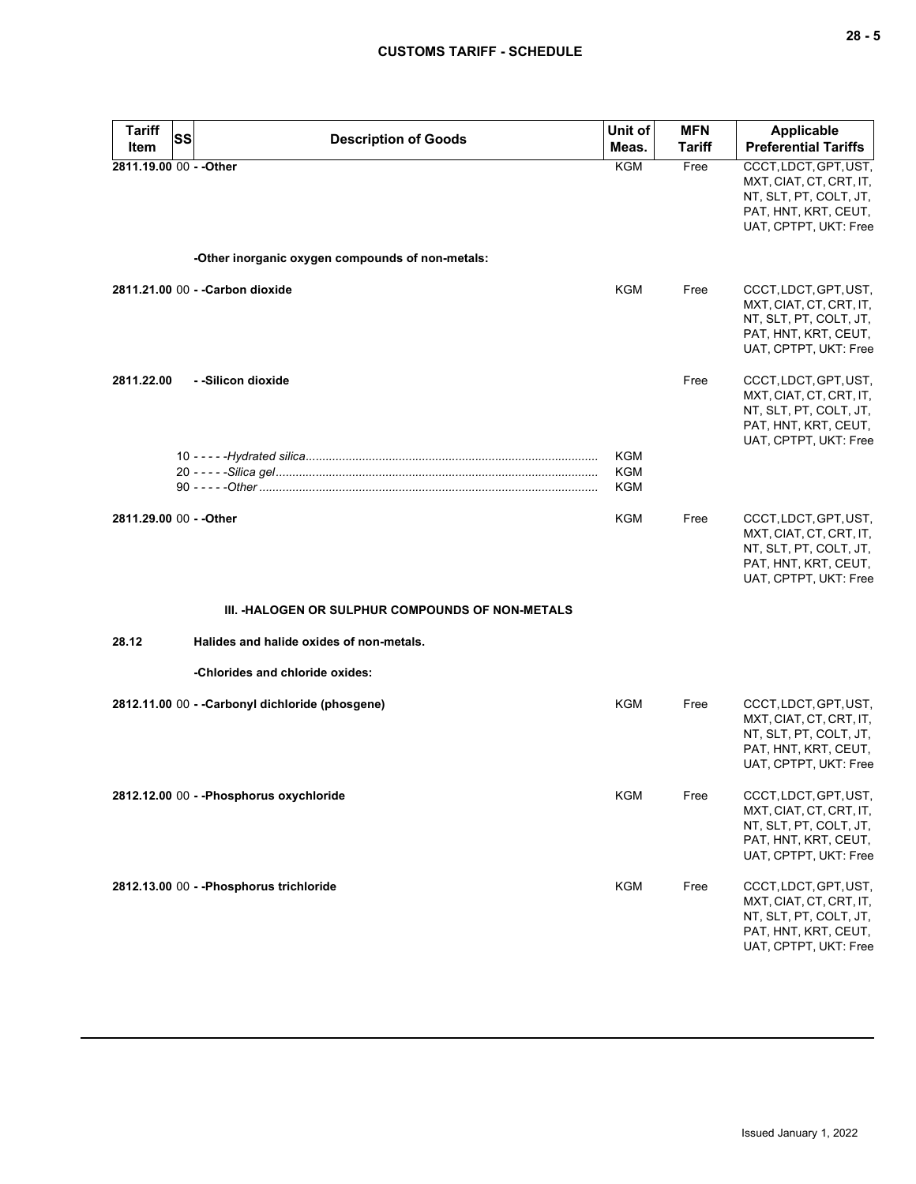| Tariff Item | SS | Description of Goods | Unit of Meas. | MFN Tariff | Applicable Preferential Tariffs |
|---|---|---|---|---|---|
| 2811.19.00 | 00 | - -Other | KGM | Free | CCCT, LDCT, GPT, UST, MXT, CIAT, CT, CRT, IT, NT, SLT, PT, COLT, JT, PAT, HNT, KRT, CEUT, UAT, CPTPT, UKT: Free |
| | | -Other inorganic oxygen compounds of non-metals: | | | |
| 2811.21.00 | 00 | - -Carbon dioxide | KGM | Free | CCCT, LDCT, GPT, UST, MXT, CIAT, CT, CRT, IT, NT, SLT, PT, COLT, JT, PAT, HNT, KRT, CEUT, UAT, CPTPT, UKT: Free |
| 2811.22.00 | | - -Silicon dioxide | | Free | CCCT, LDCT, GPT, UST, MXT, CIAT, CT, CRT, IT, NT, SLT, PT, COLT, JT, PAT, HNT, KRT, CEUT, UAT, CPTPT, UKT: Free |
| | 10 | - - - - -*Hydrated silica* | KGM | | |
| | 20 | - - - - -*Silica gel* | KGM | | |
| | 90 | - - - - -*Other* | KGM | | |
| 2811.29.00 | 00 | - -Other | KGM | Free | CCCT, LDCT, GPT, UST, MXT, CIAT, CT, CRT, IT, NT, SLT, PT, COLT, JT, PAT, HNT, KRT, CEUT, UAT, CPTPT, UKT: Free |
| | | **III. -HALOGEN OR SULPHUR COMPOUNDS OF NON-METALS** | | | |
| 28.12 | | Halides and halide oxides of non-metals. | | | |
| | | -Chlorides and chloride oxides: | | | |
| 2812.11.00 | 00 | - -Carbonyl dichloride (phosgene) | KGM | Free | CCCT, LDCT, GPT, UST, MXT, CIAT, CT, CRT, IT, NT, SLT, PT, COLT, JT, PAT, HNT, KRT, CEUT, UAT, CPTPT, UKT: Free |
| 2812.12.00 | 00 | - -Phosphorus oxychloride | KGM | Free | CCCT, LDCT, GPT, UST, MXT, CIAT, CT, CRT, IT, NT, SLT, PT, COLT, JT, PAT, HNT, KRT, CEUT, UAT, CPTPT, UKT: Free |
| 2812.13.00 | 00 | - -Phosphorus trichloride | KGM | Free | CCCT, LDCT, GPT, UST, MXT, CIAT, CT, CRT, IT, NT, SLT, PT, COLT, JT, PAT, HNT, KRT, CEUT, UAT, CPTPT, UKT: Free |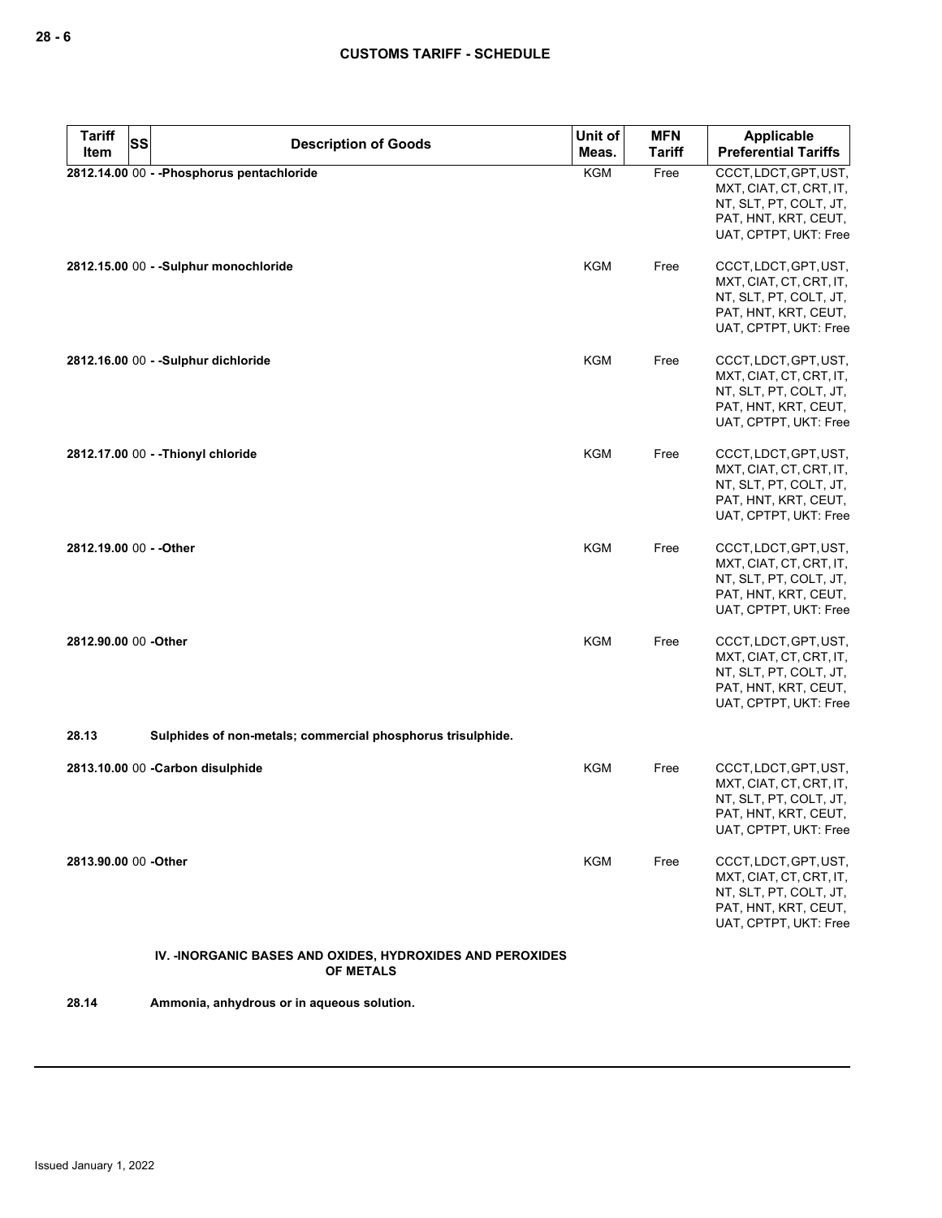| Tariff Item | SS | Description of Goods | Unit of Meas. | MFN Tariff | Applicable Preferential Tariffs |
|---|---|---|---|---|---|
| 2812.14.00 | 00 | - -Phosphorus pentachloride | KGM | Free | CCCT, LDCT, GPT, UST, MXT, CIAT, CT, CRT, IT, NT, SLT, PT, COLT, JT, PAT, HNT, KRT, CEUT, UAT, CPTPT, UKT: Free |
| 2812.15.00 | 00 | - -Sulphur monochloride | KGM | Free | CCCT, LDCT, GPT, UST, MXT, CIAT, CT, CRT, IT, NT, SLT, PT, COLT, JT, PAT, HNT, KRT, CEUT, UAT, CPTPT, UKT: Free |
| 2812.16.00 | 00 | - -Sulphur dichloride | KGM | Free | CCCT, LDCT, GPT, UST, MXT, CIAT, CT, CRT, IT, NT, SLT, PT, COLT, JT, PAT, HNT, KRT, CEUT, UAT, CPTPT, UKT: Free |
| 2812.17.00 | 00 | - -Thionyl chloride | KGM | Free | CCCT, LDCT, GPT, UST, MXT, CIAT, CT, CRT, IT, NT, SLT, PT, COLT, JT, PAT, HNT, KRT, CEUT, UAT, CPTPT, UKT: Free |
| 2812.19.00 | 00 | - -Other | KGM | Free | CCCT, LDCT, GPT, UST, MXT, CIAT, CT, CRT, IT, NT, SLT, PT, COLT, JT, PAT, HNT, KRT, CEUT, UAT, CPTPT, UKT: Free |
| 2812.90.00 | 00 | -Other | KGM | Free | CCCT, LDCT, GPT, UST, MXT, CIAT, CT, CRT, IT, NT, SLT, PT, COLT, JT, PAT, HNT, KRT, CEUT, UAT, CPTPT, UKT: Free |
| 28.13 | | Sulphides of non-metals; commercial phosphorus trisulphide. | | | |
| 2813.10.00 | 00 | -Carbon disulphide | KGM | Free | CCCT, LDCT, GPT, UST, MXT, CIAT, CT, CRT, IT, NT, SLT, PT, COLT, JT, PAT, HNT, KRT, CEUT, UAT, CPTPT, UKT: Free |
| 2813.90.00 | 00 | -Other | KGM | Free | CCCT, LDCT, GPT, UST, MXT, CIAT, CT, CRT, IT, NT, SLT, PT, COLT, JT, PAT, HNT, KRT, CEUT, UAT, CPTPT, UKT: Free |
| | | **IV. -INORGANIC BASES AND OXIDES, HYDROXIDES AND PEROXIDES OF METALS** | | | |
| 28.14 | | Ammonia, anhydrous or in aqueous solution. | | | |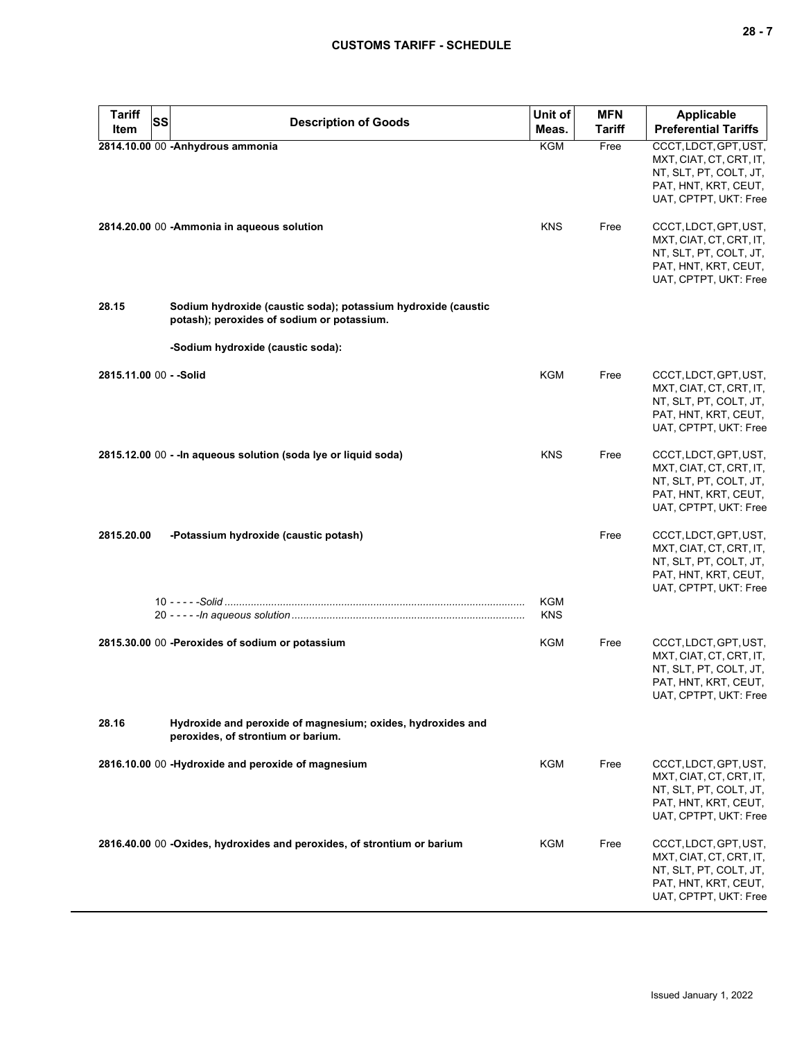| Tariff Item | SS | Description of Goods | Unit of Meas. | MFN Tariff | Applicable Preferential Tariffs |
|---|---|---|---|---|---|
| 2814.10.00 | 00 | **-Anhydrous ammonia** | KGM | Free | CCCT, LDCT, GPT, UST, MXT, CIAT, CT, CRT, IT, NT, SLT, PT, COLT, JT, PAT, HNT, KRT, CEUT, UAT, CPTPT, UKT: Free |
| 2814.20.00 | 00 | **-Ammonia in aqueous solution** | KNS | Free | CCCT, LDCT, GPT, UST, MXT, CIAT, CT, CRT, IT, NT, SLT, PT, COLT, JT, PAT, HNT, KRT, CEUT, UAT, CPTPT, UKT: Free |
| 28.15 | | **Sodium hydroxide (caustic soda); potassium hydroxide (caustic potash); peroxides of sodium or potassium.** | | | |
| | | **-Sodium hydroxide (caustic soda):** | | | |
| 2815.11.00 | 00 | **- -Solid** | KGM | Free | CCCT, LDCT, GPT, UST, MXT, CIAT, CT, CRT, IT, NT, SLT, PT, COLT, JT, PAT, HNT, KRT, CEUT, UAT, CPTPT, UKT: Free |
| 2815.12.00 | 00 | **- -In aqueous solution (soda lye or liquid soda)** | KNS | Free | CCCT, LDCT, GPT, UST, MXT, CIAT, CT, CRT, IT, NT, SLT, PT, COLT, JT, PAT, HNT, KRT, CEUT, UAT, CPTPT, UKT: Free |
| 2815.20.00 | | **-Potassium hydroxide (caustic potash)** | | Free | CCCT, LDCT, GPT, UST, MXT, CIAT, CT, CRT, IT, NT, SLT, PT, COLT, JT, PAT, HNT, KRT, CEUT, UAT, CPTPT, UKT: Free |
| | 10 | - - - - -*Solid* | KGM | | |
| | 20 | - - - - -*In aqueous solution* | KNS | | |
| 2815.30.00 | 00 | **-Peroxides of sodium or potassium** | KGM | Free | CCCT, LDCT, GPT, UST, MXT, CIAT, CT, CRT, IT, NT, SLT, PT, COLT, JT, PAT, HNT, KRT, CEUT, UAT, CPTPT, UKT: Free |
| 28.16 | | **Hydroxide and peroxide of magnesium; oxides, hydroxides and peroxides, of strontium or barium.** | | | |
| 2816.10.00 | 00 | **-Hydroxide and peroxide of magnesium** | KGM | Free | CCCT, LDCT, GPT, UST, MXT, CIAT, CT, CRT, IT, NT, SLT, PT, COLT, JT, PAT, HNT, KRT, CEUT, UAT, CPTPT, UKT: Free |
| 2816.40.00 | 00 | **-Oxides, hydroxides and peroxides, of strontium or barium** | KGM | Free | CCCT, LDCT, GPT, UST, MXT, CIAT, CT, CRT, IT, NT, SLT, PT, COLT, JT, PAT, HNT, KRT, CEUT, UAT, CPTPT, UKT: Free |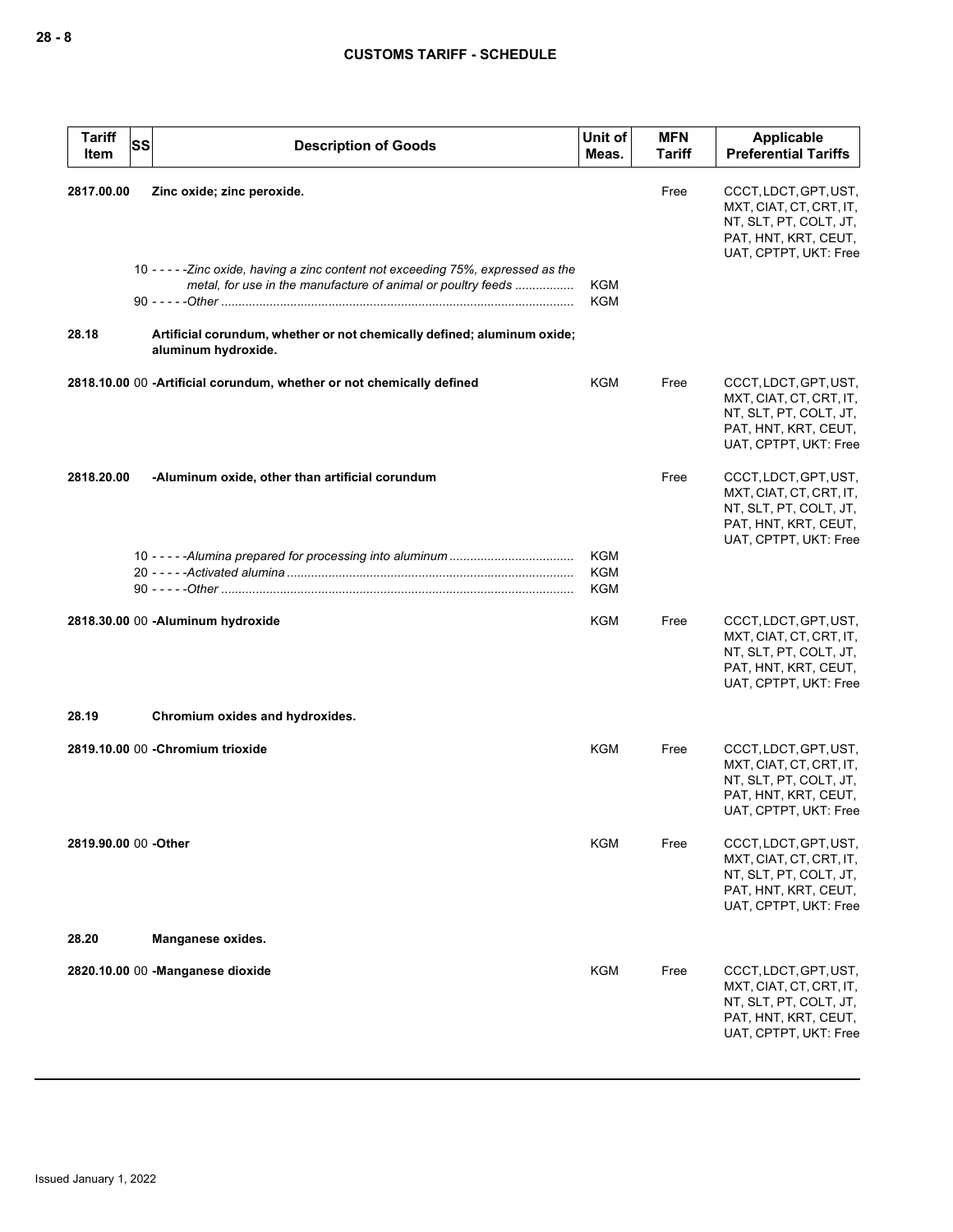| Tariff Item | SS | Description of Goods | Unit of Meas. | MFN Tariff | Applicable Preferential Tariffs |
|---|---|---|---|---|---|
| 2817.00.00 | | **Zinc oxide; zinc peroxide.** | | Free | CCCT, LDCT, GPT, UST, MXT, CIAT, CT, CRT, IT, NT, SLT, PT, COLT, JT, PAT, HNT, KRT, CEUT, UAT, CPTPT, UKT: Free |
| | 10 | *-----Zinc oxide, having a zinc content not exceeding 75%, expressed as the metal, for use in the manufacture of animal or poultry feeds* | KGM | | |
| | 90 | *-----Other* | KGM | | |
| 28.18 | | **Artificial corundum, whether or not chemically defined; aluminum oxide; aluminum hydroxide.** | | | |
| 2818.10.00 | 00 | **-Artificial corundum, whether or not chemically defined** | KGM | Free | CCCT, LDCT, GPT, UST, MXT, CIAT, CT, CRT, IT, NT, SLT, PT, COLT, JT, PAT, HNT, KRT, CEUT, UAT, CPTPT, UKT: Free |
| 2818.20.00 | | **-Aluminum oxide, other than artificial corundum** | | Free | CCCT, LDCT, GPT, UST, MXT, CIAT, CT, CRT, IT, NT, SLT, PT, COLT, JT, PAT, HNT, KRT, CEUT, UAT, CPTPT, UKT: Free |
| | 10 | *-----Alumina prepared for processing into aluminum* | KGM | | |
| | 20 | *-----Activated alumina* | KGM | | |
| | 90 | *-----Other* | KGM | | |
| 2818.30.00 | 00 | **-Aluminum hydroxide** | KGM | Free | CCCT, LDCT, GPT, UST, MXT, CIAT, CT, CRT, IT, NT, SLT, PT, COLT, JT, PAT, HNT, KRT, CEUT, UAT, CPTPT, UKT: Free |
| 28.19 | | **Chromium oxides and hydroxides.** | | | |
| 2819.10.00 | 00 | **-Chromium trioxide** | KGM | Free | CCCT, LDCT, GPT, UST, MXT, CIAT, CT, CRT, IT, NT, SLT, PT, COLT, JT, PAT, HNT, KRT, CEUT, UAT, CPTPT, UKT: Free |
| 2819.90.00 | 00 | **-Other** | KGM | Free | CCCT, LDCT, GPT, UST, MXT, CIAT, CT, CRT, IT, NT, SLT, PT, COLT, JT, PAT, HNT, KRT, CEUT, UAT, CPTPT, UKT: Free |
| 28.20 | | **Manganese oxides.** | | | |
| 2820.10.00 | 00 | **-Manganese dioxide** | KGM | Free | CCCT, LDCT, GPT, UST, MXT, CIAT, CT, CRT, IT, NT, SLT, PT, COLT, JT, PAT, HNT, KRT, CEUT, UAT, CPTPT, UKT: Free |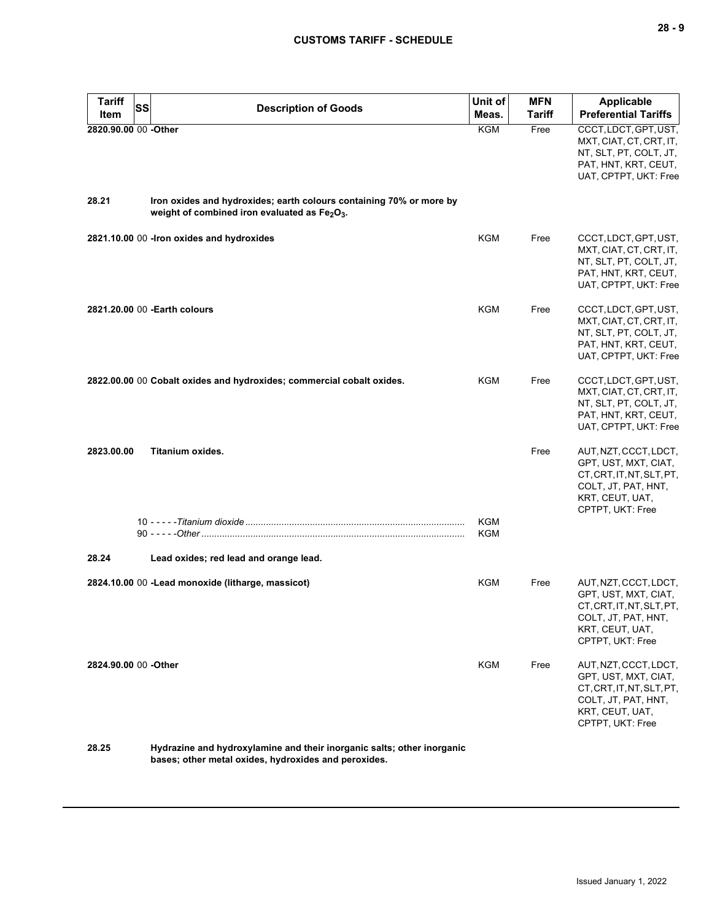| Tariff Item | SS | Description of Goods | Unit of Meas. | MFN Tariff | Applicable Preferential Tariffs |
|---|---|---|---|---|---|
| 2820.90.00 | 00 | **-Other** | KGM | Free | CCCT, LDCT, GPT, UST, MXT, CIAT, CT, CRT, IT, NT, SLT, PT, COLT, JT, PAT, HNT, KRT, CEUT, UAT, CPTPT, UKT: Free |
| **28.21** | | **Iron oxides and hydroxides; earth colours containing 70% or more by weight of combined iron evaluated as $Fe_2O_3$.** | | | |
| 2821.10.00 | 00 | **-Iron oxides and hydroxides** | KGM | Free | CCCT, LDCT, GPT, UST, MXT, CIAT, CT, CRT, IT, NT, SLT, PT, COLT, JT, PAT, HNT, KRT, CEUT, UAT, CPTPT, UKT: Free |
| 2821.20.00 | 00 | **-Earth colours** | KGM | Free | CCCT, LDCT, GPT, UST, MXT, CIAT, CT, CRT, IT, NT, SLT, PT, COLT, JT, PAT, HNT, KRT, CEUT, UAT, CPTPT, UKT: Free |
| 2822.00.00 | 00 | **Cobalt oxides and hydroxides; commercial cobalt oxides.** | KGM | Free | CCCT, LDCT, GPT, UST, MXT, CIAT, CT, CRT, IT, NT, SLT, PT, COLT, JT, PAT, HNT, KRT, CEUT, UAT, CPTPT, UKT: Free |
| 2823.00.00 | | **Titanium oxides.** | | Free | AUT, NZT, CCCT, LDCT, GPT, UST, MXT, CIAT, CT, CRT, IT, NT, SLT, PT, COLT, JT, PAT, HNT, KRT, CEUT, UAT, CPTPT, UKT: Free |
| | 10 | - - - - -*Titanium dioxide* | KGM | | |
| | 90 | - - - - -*Other* | KGM | | |
| **28.24** | | **Lead oxides; red lead and orange lead.** | | | |
| 2824.10.00 | 00 | **-Lead monoxide (litharge, massicot)** | KGM | Free | AUT, NZT, CCCT, LDCT, GPT, UST, MXT, CIAT, CT, CRT, IT, NT, SLT, PT, COLT, JT, PAT, HNT, KRT, CEUT, UAT, CPTPT, UKT: Free |
| 2824.90.00 | 00 | **-Other** | KGM | Free | AUT, NZT, CCCT, LDCT, GPT, UST, MXT, CIAT, CT, CRT, IT, NT, SLT, PT, COLT, JT, PAT, HNT, KRT, CEUT, UAT, CPTPT, UKT: Free |
| **28.25** | | **Hydrazine and hydroxylamine and their inorganic salts; other inorganic bases; other metal oxides, hydroxides and peroxides.** | | | |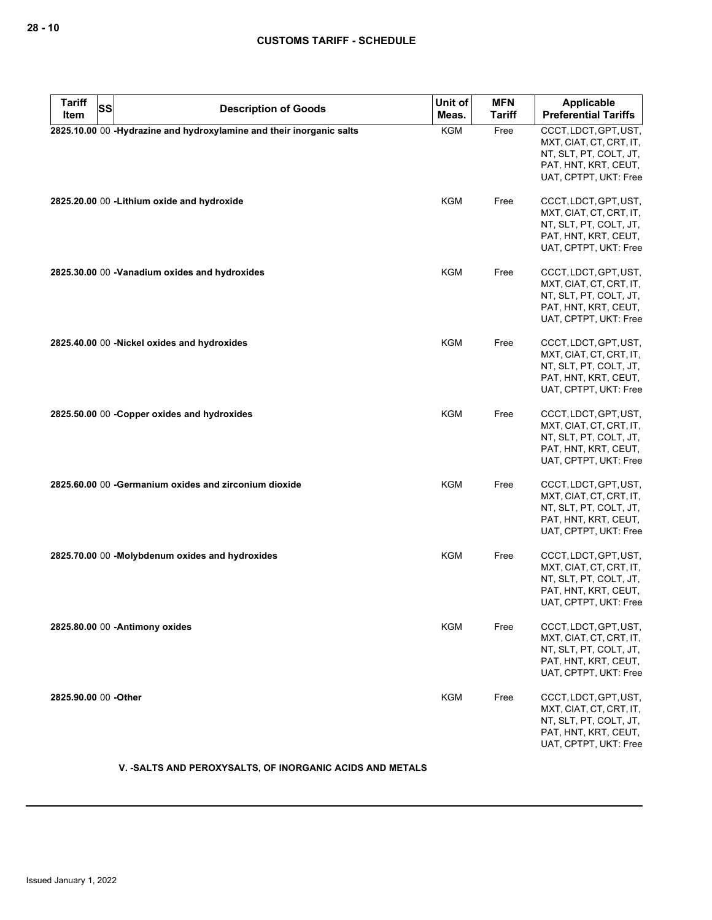| Tariff Item | SS | Description of Goods | Unit of Meas. | MFN Tariff | Applicable Preferential Tariffs |
|---|---|---|---|---|---|
| **2825.10.00** | 00 | **-Hydrazine and hydroxylamine and their inorganic salts** | KGM | Free | CCCT, LDCT, GPT, UST, MXT, CIAT, CT, CRT, IT, NT, SLT, PT, COLT, JT, PAT, HNT, KRT, CEUT, UAT, CPTPT, UKT: Free |
| **2825.20.00** | 00 | **-Lithium oxide and hydroxide** | KGM | Free | CCCT, LDCT, GPT, UST, MXT, CIAT, CT, CRT, IT, NT, SLT, PT, COLT, JT, PAT, HNT, KRT, CEUT, UAT, CPTPT, UKT: Free |
| **2825.30.00** | 00 | **-Vanadium oxides and hydroxides** | KGM | Free | CCCT, LDCT, GPT, UST, MXT, CIAT, CT, CRT, IT, NT, SLT, PT, COLT, JT, PAT, HNT, KRT, CEUT, UAT, CPTPT, UKT: Free |
| **2825.40.00** | 00 | **-Nickel oxides and hydroxides** | KGM | Free | CCCT, LDCT, GPT, UST, MXT, CIAT, CT, CRT, IT, NT, SLT, PT, COLT, JT, PAT, HNT, KRT, CEUT, UAT, CPTPT, UKT: Free |
| **2825.50.00** | 00 | **-Copper oxides and hydroxides** | KGM | Free | CCCT, LDCT, GPT, UST, MXT, CIAT, CT, CRT, IT, NT, SLT, PT, COLT, JT, PAT, HNT, KRT, CEUT, UAT, CPTPT, UKT: Free |
| **2825.60.00** | 00 | **-Germanium oxides and zirconium dioxide** | KGM | Free | CCCT, LDCT, GPT, UST, MXT, CIAT, CT, CRT, IT, NT, SLT, PT, COLT, JT, PAT, HNT, KRT, CEUT, UAT, CPTPT, UKT: Free |
| **2825.70.00** | 00 | **-Molybdenum oxides and hydroxides** | KGM | Free | CCCT, LDCT, GPT, UST, MXT, CIAT, CT, CRT, IT, NT, SLT, PT, COLT, JT, PAT, HNT, KRT, CEUT, UAT, CPTPT, UKT: Free |
| **2825.80.00** | 00 | **-Antimony oxides** | KGM | Free | CCCT, LDCT, GPT, UST, MXT, CIAT, CT, CRT, IT, NT, SLT, PT, COLT, JT, PAT, HNT, KRT, CEUT, UAT, CPTPT, UKT: Free |
| **2825.90.00** | 00 | **-Other** | KGM | Free | CCCT, LDCT, GPT, UST, MXT, CIAT, CT, CRT, IT, NT, SLT, PT, COLT, JT, PAT, HNT, KRT, CEUT, UAT, CPTPT, UKT: Free |

**V. -SALTS AND PEROXYSALTS, OF INORGANIC ACIDS AND METALS**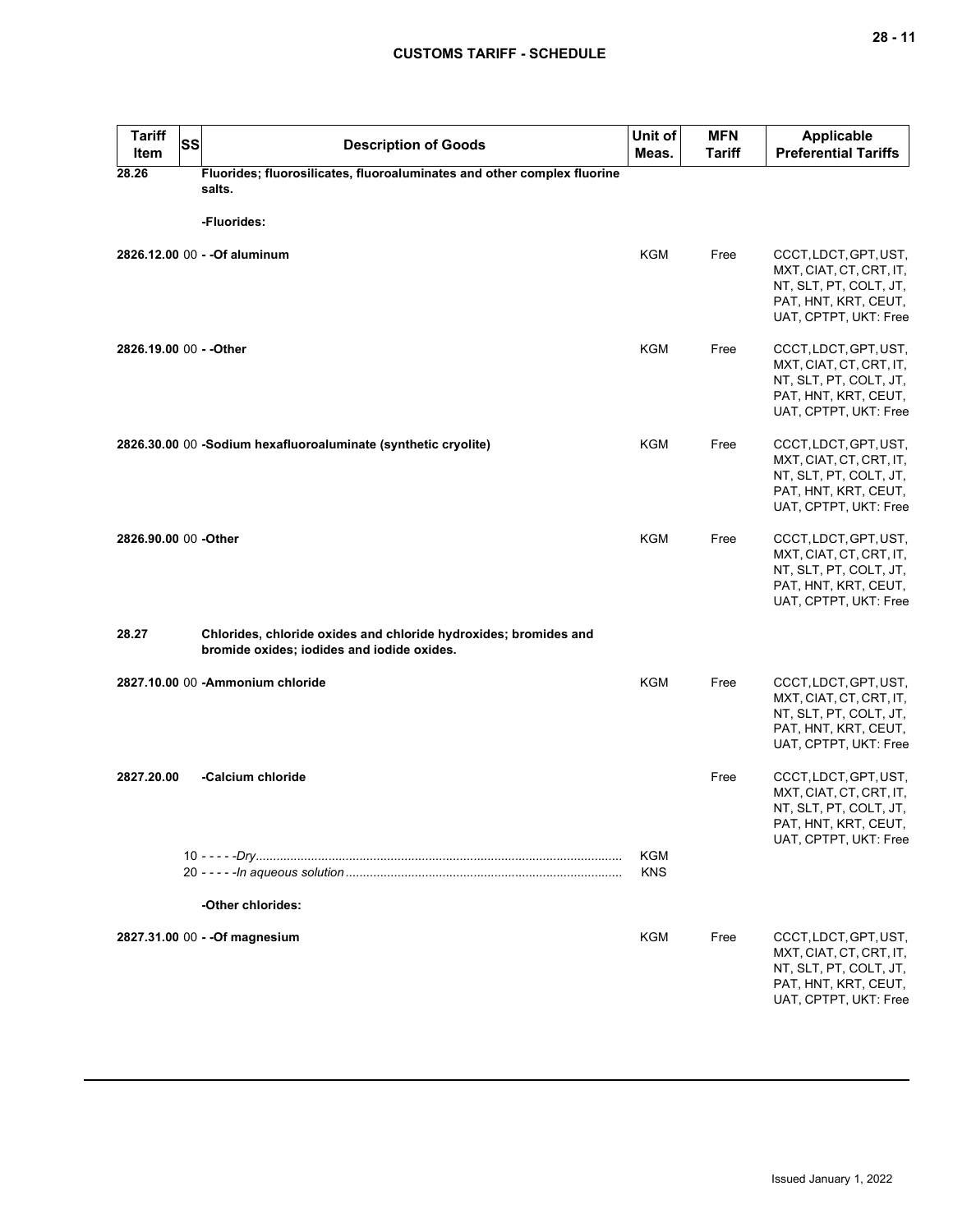| Tariff Item | SS | Description of Goods | Unit of Meas. | MFN Tariff | Applicable Preferential Tariffs |
|---|---|---|---|---|---|
| **28.26** | | **Fluorides; fluorosilicates, fluoroaluminates and other complex fluorine salts.** | | | |
| | | **-Fluorides:** | | | |
| **2826.12.00** | 00 | **- -Of aluminum** | KGM | Free | CCCT, LDCT, GPT, UST, MXT, CIAT, CT, CRT, IT, NT, SLT, PT, COLT, JT, PAT, HNT, KRT, CEUT, UAT, CPTPT, UKT: Free |
| **2826.19.00** | 00 | **- -Other** | KGM | Free | CCCT, LDCT, GPT, UST, MXT, CIAT, CT, CRT, IT, NT, SLT, PT, COLT, JT, PAT, HNT, KRT, CEUT, UAT, CPTPT, UKT: Free |
| **2826.30.00** | 00 | **-Sodium hexafluoroaluminate (synthetic cryolite)** | KGM | Free | CCCT, LDCT, GPT, UST, MXT, CIAT, CT, CRT, IT, NT, SLT, PT, COLT, JT, PAT, HNT, KRT, CEUT, UAT, CPTPT, UKT: Free |
| **2826.90.00** | 00 | **-Other** | KGM | Free | CCCT, LDCT, GPT, UST, MXT, CIAT, CT, CRT, IT, NT, SLT, PT, COLT, JT, PAT, HNT, KRT, CEUT, UAT, CPTPT, UKT: Free |
| **28.27** | | **Chlorides, chloride oxides and chloride hydroxides; bromides and bromide oxides; iodides and iodide oxides.** | | | |
| **2827.10.00** | 00 | **-Ammonium chloride** | KGM | Free | CCCT, LDCT, GPT, UST, MXT, CIAT, CT, CRT, IT, NT, SLT, PT, COLT, JT, PAT, HNT, KRT, CEUT, UAT, CPTPT, UKT: Free |
| **2827.20.00** | | **-Calcium chloride** | | Free | CCCT, LDCT, GPT, UST, MXT, CIAT, CT, CRT, IT, NT, SLT, PT, COLT, JT, PAT, HNT, KRT, CEUT, UAT, CPTPT, UKT: Free |
| | 10 | - - - - -*Dry* | KGM | | |
| | 20 | - - - - -*In aqueous solution* | KNS | | |
| | | **-Other chlorides:** | | | |
| **2827.31.00** | 00 | **- -Of magnesium** | KGM | Free | CCCT, LDCT, GPT, UST, MXT, CIAT, CT, CRT, IT, NT, SLT, PT, COLT, JT, PAT, HNT, KRT, CEUT, UAT, CPTPT, UKT: Free |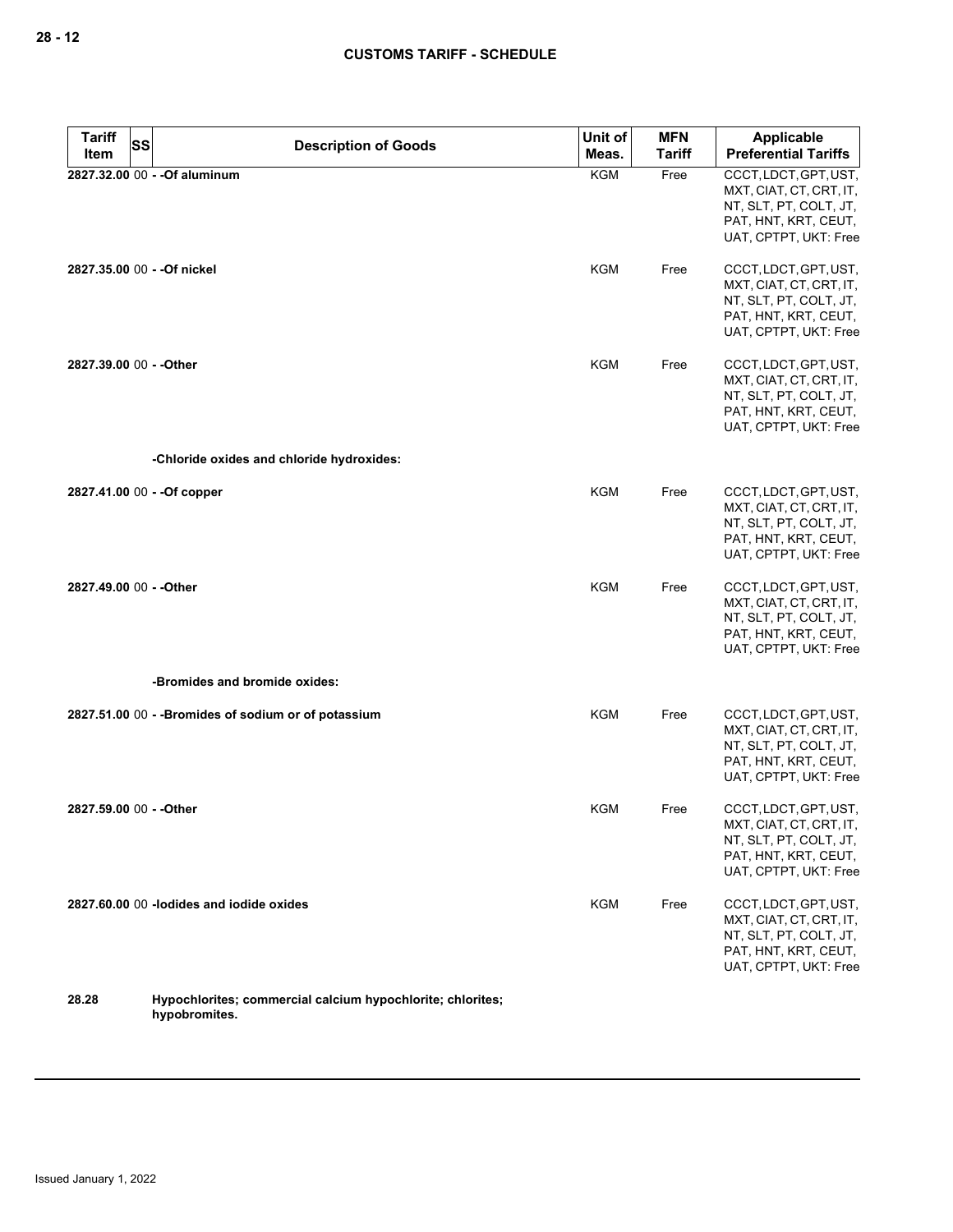| Tariff Item | SS | Description of Goods | Unit of Meas. | MFN Tariff | Applicable Preferential Tariffs |
|---|---|---|---|---|---|
| 2827.32.00 | 00 | - -Of aluminum | KGM | Free | CCCT, LDCT, GPT, UST, MXT, CIAT, CT, CRT, IT, NT, SLT, PT, COLT, JT, PAT, HNT, KRT, CEUT, UAT, CPTPT, UKT: Free |
| 2827.35.00 | 00 | - -Of nickel | KGM | Free | CCCT, LDCT, GPT, UST, MXT, CIAT, CT, CRT, IT, NT, SLT, PT, COLT, JT, PAT, HNT, KRT, CEUT, UAT, CPTPT, UKT: Free |
| 2827.39.00 | 00 | - -Other | KGM | Free | CCCT, LDCT, GPT, UST, MXT, CIAT, CT, CRT, IT, NT, SLT, PT, COLT, JT, PAT, HNT, KRT, CEUT, UAT, CPTPT, UKT: Free |
| | | -Chloride oxides and chloride hydroxides: | | | |
| 2827.41.00 | 00 | - -Of copper | KGM | Free | CCCT, LDCT, GPT, UST, MXT, CIAT, CT, CRT, IT, NT, SLT, PT, COLT, JT, PAT, HNT, KRT, CEUT, UAT, CPTPT, UKT: Free |
| 2827.49.00 | 00 | - -Other | KGM | Free | CCCT, LDCT, GPT, UST, MXT, CIAT, CT, CRT, IT, NT, SLT, PT, COLT, JT, PAT, HNT, KRT, CEUT, UAT, CPTPT, UKT: Free |
| | | -Bromides and bromide oxides: | | | |
| 2827.51.00 | 00 | - -Bromides of sodium or of potassium | KGM | Free | CCCT, LDCT, GPT, UST, MXT, CIAT, CT, CRT, IT, NT, SLT, PT, COLT, JT, PAT, HNT, KRT, CEUT, UAT, CPTPT, UKT: Free |
| 2827.59.00 | 00 | - -Other | KGM | Free | CCCT, LDCT, GPT, UST, MXT, CIAT, CT, CRT, IT, NT, SLT, PT, COLT, JT, PAT, HNT, KRT, CEUT, UAT, CPTPT, UKT: Free |
| 2827.60.00 | 00 | -Iodides and iodide oxides | KGM | Free | CCCT, LDCT, GPT, UST, MXT, CIAT, CT, CRT, IT, NT, SLT, PT, COLT, JT, PAT, HNT, KRT, CEUT, UAT, CPTPT, UKT: Free |
| 28.28 | | Hypochlorites; commercial calcium hypochlorite; chlorites; hypobromites. | | | |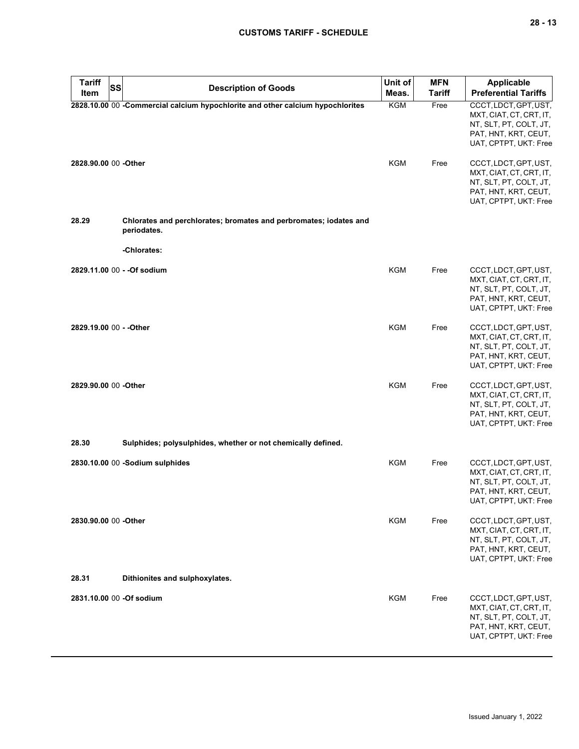| Tariff Item | SS | Description of Goods | Unit of Meas. | MFN Tariff | Applicable Preferential Tariffs |
|---|---|---|---|---|---|
| 2828.10.00 | 00 | **-Commercial calcium hypochlorite and other calcium hypochlorites** | KGM | Free | CCCT, LDCT, GPT, UST, MXT, CIAT, CT, CRT, IT, NT, SLT, PT, COLT, JT, PAT, HNT, KRT, CEUT, UAT, CPTPT, UKT: Free |
| 2828.90.00 | 00 | **-Other** | KGM | Free | CCCT, LDCT, GPT, UST, MXT, CIAT, CT, CRT, IT, NT, SLT, PT, COLT, JT, PAT, HNT, KRT, CEUT, UAT, CPTPT, UKT: Free |
| **28.29** | | **Chlorates and perchlorates; bromates and perbromates; iodates and periodates.** | | | |
| | | **-Chlorates:** | | | |
| 2829.11.00 | 00 | **- -Of sodium** | KGM | Free | CCCT, LDCT, GPT, UST, MXT, CIAT, CT, CRT, IT, NT, SLT, PT, COLT, JT, PAT, HNT, KRT, CEUT, UAT, CPTPT, UKT: Free |
| 2829.19.00 | 00 | **- -Other** | KGM | Free | CCCT, LDCT, GPT, UST, MXT, CIAT, CT, CRT, IT, NT, SLT, PT, COLT, JT, PAT, HNT, KRT, CEUT, UAT, CPTPT, UKT: Free |
| 2829.90.00 | 00 | **-Other** | KGM | Free | CCCT, LDCT, GPT, UST, MXT, CIAT, CT, CRT, IT, NT, SLT, PT, COLT, JT, PAT, HNT, KRT, CEUT, UAT, CPTPT, UKT: Free |
| **28.30** | | **Sulphides; polysulphides, whether or not chemically defined.** | | | |
| 2830.10.00 | 00 | **-Sodium sulphides** | KGM | Free | CCCT, LDCT, GPT, UST, MXT, CIAT, CT, CRT, IT, NT, SLT, PT, COLT, JT, PAT, HNT, KRT, CEUT, UAT, CPTPT, UKT: Free |
| 2830.90.00 | 00 | **-Other** | KGM | Free | CCCT, LDCT, GPT, UST, MXT, CIAT, CT, CRT, IT, NT, SLT, PT, COLT, JT, PAT, HNT, KRT, CEUT, UAT, CPTPT, UKT: Free |
| **28.31** | | **Dithionites and sulphoxylates.** | | | |
| 2831.10.00 | 00 | **-Of sodium** | KGM | Free | CCCT, LDCT, GPT, UST, MXT, CIAT, CT, CRT, IT, NT, SLT, PT, COLT, JT, PAT, HNT, KRT, CEUT, UAT, CPTPT, UKT: Free |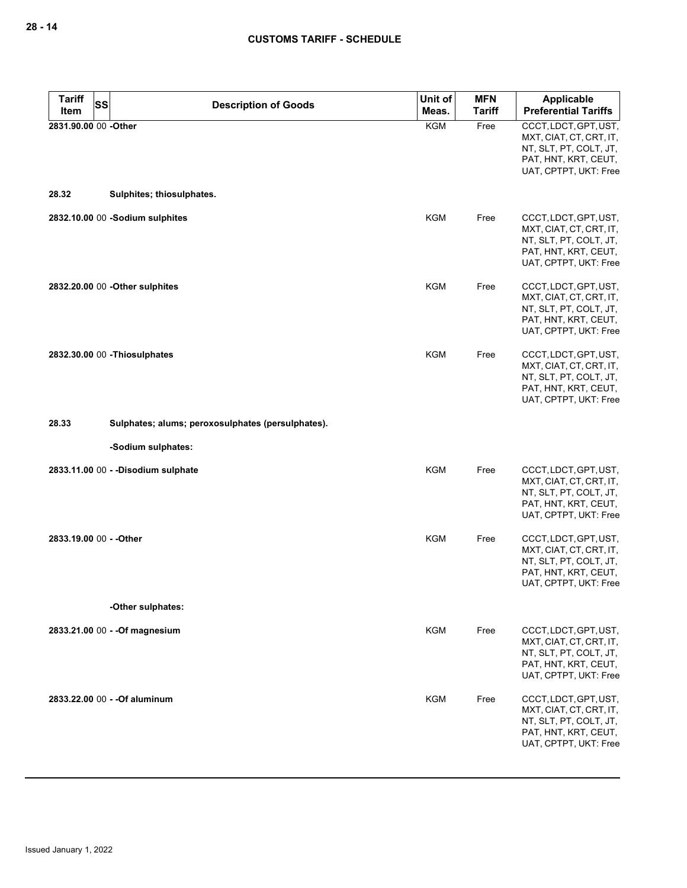| Tariff Item | SS | Description of Goods | Unit of Meas. | MFN Tariff | Applicable Preferential Tariffs |
|---|---|---|---|---|---|
| 2831.90.00 | 00 | -Other | KGM | Free | CCCT, LDCT, GPT, UST, MXT, CIAT, CT, CRT, IT, NT, SLT, PT, COLT, JT, PAT, HNT, KRT, CEUT, UAT, CPTPT, UKT: Free |
| 28.32 | | Sulphites; thiosulphates. | | | |
| 2832.10.00 | 00 | -Sodium sulphites | KGM | Free | CCCT, LDCT, GPT, UST, MXT, CIAT, CT, CRT, IT, NT, SLT, PT, COLT, JT, PAT, HNT, KRT, CEUT, UAT, CPTPT, UKT: Free |
| 2832.20.00 | 00 | -Other sulphites | KGM | Free | CCCT, LDCT, GPT, UST, MXT, CIAT, CT, CRT, IT, NT, SLT, PT, COLT, JT, PAT, HNT, KRT, CEUT, UAT, CPTPT, UKT: Free |
| 2832.30.00 | 00 | -Thiosulphates | KGM | Free | CCCT, LDCT, GPT, UST, MXT, CIAT, CT, CRT, IT, NT, SLT, PT, COLT, JT, PAT, HNT, KRT, CEUT, UAT, CPTPT, UKT: Free |
| 28.33 | | Sulphates; alums; peroxosulphates (persulphates). | | | |
| | | -Sodium sulphates: | | | |
| 2833.11.00 | 00 | - -Disodium sulphate | KGM | Free | CCCT, LDCT, GPT, UST, MXT, CIAT, CT, CRT, IT, NT, SLT, PT, COLT, JT, PAT, HNT, KRT, CEUT, UAT, CPTPT, UKT: Free |
| 2833.19.00 | 00 | - -Other | KGM | Free | CCCT, LDCT, GPT, UST, MXT, CIAT, CT, CRT, IT, NT, SLT, PT, COLT, JT, PAT, HNT, KRT, CEUT, UAT, CPTPT, UKT: Free |
| | | -Other sulphates: | | | |
| 2833.21.00 | 00 | - -Of magnesium | KGM | Free | CCCT, LDCT, GPT, UST, MXT, CIAT, CT, CRT, IT, NT, SLT, PT, COLT, JT, PAT, HNT, KRT, CEUT, UAT, CPTPT, UKT: Free |
| 2833.22.00 | 00 | - -Of aluminum | KGM | Free | CCCT, LDCT, GPT, UST, MXT, CIAT, CT, CRT, IT, NT, SLT, PT, COLT, JT, PAT, HNT, KRT, CEUT, UAT, CPTPT, UKT: Free |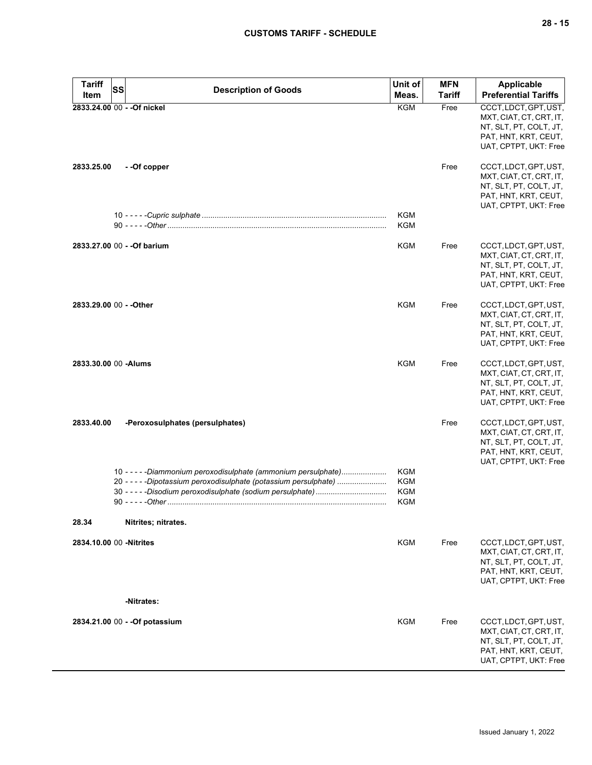| Tariff Item | SS | Description of Goods | Unit of Meas. | MFN Tariff | Applicable Preferential Tariffs |
|---|---|---|---|---|---|
| 2833.24.00 | 00 | - -Of nickel | KGM | Free | CCCT, LDCT, GPT, UST, MXT, CIAT, CT, CRT, IT, NT, SLT, PT, COLT, JT, PAT, HNT, KRT, CEUT, UAT, CPTPT, UKT: Free |
| 2833.25.00 | | - -Of copper | | Free | CCCT, LDCT, GPT, UST, MXT, CIAT, CT, CRT, IT, NT, SLT, PT, COLT, JT, PAT, HNT, KRT, CEUT, UAT, CPTPT, UKT: Free |
| | 10 | - - - - -*Cupric sulphate* | KGM | | |
| | 90 | - - - - -*Other* | KGM | | |
| 2833.27.00 | 00 | - -Of barium | KGM | Free | CCCT, LDCT, GPT, UST, MXT, CIAT, CT, CRT, IT, NT, SLT, PT, COLT, JT, PAT, HNT, KRT, CEUT, UAT, CPTPT, UKT: Free |
| 2833.29.00 | 00 | - -Other | KGM | Free | CCCT, LDCT, GPT, UST, MXT, CIAT, CT, CRT, IT, NT, SLT, PT, COLT, JT, PAT, HNT, KRT, CEUT, UAT, CPTPT, UKT: Free |
| 2833.30.00 | 00 | -Alums | KGM | Free | CCCT, LDCT, GPT, UST, MXT, CIAT, CT, CRT, IT, NT, SLT, PT, COLT, JT, PAT, HNT, KRT, CEUT, UAT, CPTPT, UKT: Free |
| 2833.40.00 | | -Peroxosulphates (persulphates) | | Free | CCCT, LDCT, GPT, UST, MXT, CIAT, CT, CRT, IT, NT, SLT, PT, COLT, JT, PAT, HNT, KRT, CEUT, UAT, CPTPT, UKT: Free |
| | 10 | - - - - -*Diammonium peroxodisulphate (ammonium persulphate)* | KGM | | |
| | 20 | - - - - -*Dipotassium peroxodisulphate (potassium persulphate)* | KGM | | |
| | 30 | - - - - -*Disodium peroxodisulphate (sodium persulphate)* | KGM | | |
| | 90 | - - - - -*Other* | KGM | | |
| 28.34 | | Nitrites; nitrates. | | | |
| 2834.10.00 | 00 | -Nitrites | KGM | Free | CCCT, LDCT, GPT, UST, MXT, CIAT, CT, CRT, IT, NT, SLT, PT, COLT, JT, PAT, HNT, KRT, CEUT, UAT, CPTPT, UKT: Free |
| | | -Nitrates: | | | |
| 2834.21.00 | 00 | - -Of potassium | KGM | Free | CCCT, LDCT, GPT, UST, MXT, CIAT, CT, CRT, IT, NT, SLT, PT, COLT, JT, PAT, HNT, KRT, CEUT, UAT, CPTPT, UKT: Free |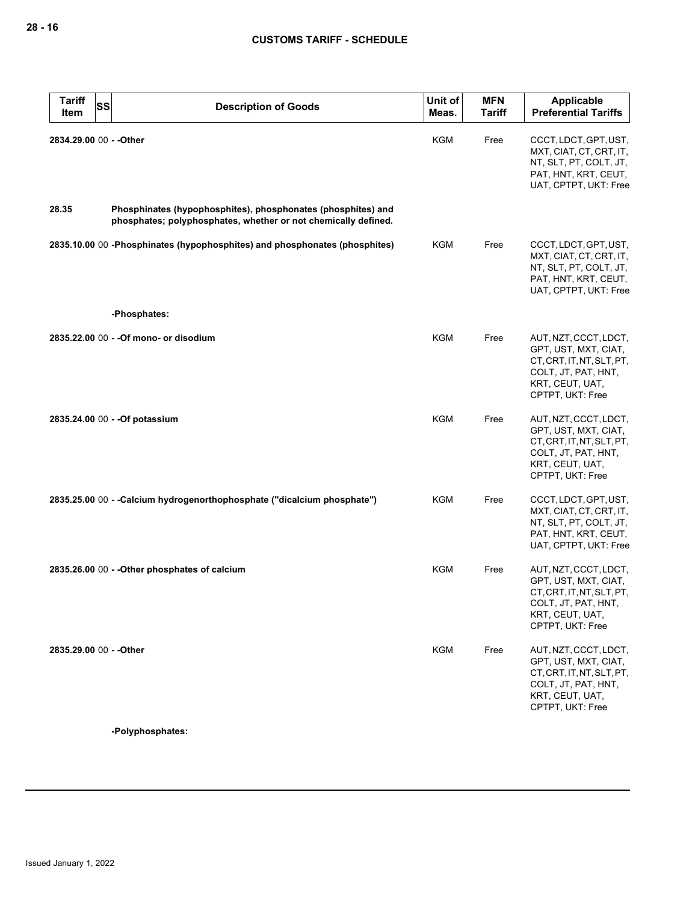| Tariff Item | SS | Description of Goods | Unit of Meas. | MFN Tariff | Applicable Preferential Tariffs |
|---|---|---|---|---|---|
| 2834.29.00 | 00 | - -Other | KGM | Free | CCCT, LDCT, GPT, UST, MXT, CIAT, CT, CRT, IT, NT, SLT, PT, COLT, JT, PAT, HNT, KRT, CEUT, UAT, CPTPT, UKT: Free |
| 28.35 | | **Phosphinates (hypophosphites), phosphonates (phosphites) and phosphates; polyphosphates, whether or not chemically defined.** | | | |
| 2835.10.00 | 00 | -Phosphinates (hypophosphites) and phosphonates (phosphites) | KGM | Free | CCCT, LDCT, GPT, UST, MXT, CIAT, CT, CRT, IT, NT, SLT, PT, COLT, JT, PAT, HNT, KRT, CEUT, UAT, CPTPT, UKT: Free |
| | | -Phosphates: | | | |
| 2835.22.00 | 00 | - -Of mono- or disodium | KGM | Free | AUT, NZT, CCCT, LDCT, GPT, UST, MXT, CIAT, CT, CRT, IT, NT, SLT, PT, COLT, JT, PAT, HNT, KRT, CEUT, UAT, CPTPT, UKT: Free |
| 2835.24.00 | 00 | - -Of potassium | KGM | Free | AUT, NZT, CCCT, LDCT, GPT, UST, MXT, CIAT, CT, CRT, IT, NT, SLT, PT, COLT, JT, PAT, HNT, KRT, CEUT, UAT, CPTPT, UKT: Free |
| 2835.25.00 | 00 | - -Calcium hydrogenorthophosphate ("dicalcium phosphate") | KGM | Free | CCCT, LDCT, GPT, UST, MXT, CIAT, CT, CRT, IT, NT, SLT, PT, COLT, JT, PAT, HNT, KRT, CEUT, UAT, CPTPT, UKT: Free |
| 2835.26.00 | 00 | - -Other phosphates of calcium | KGM | Free | AUT, NZT, CCCT, LDCT, GPT, UST, MXT, CIAT, CT, CRT, IT, NT, SLT, PT, COLT, JT, PAT, HNT, KRT, CEUT, UAT, CPTPT, UKT: Free |
| 2835.29.00 | 00 | - -Other | KGM | Free | AUT, NZT, CCCT, LDCT, GPT, UST, MXT, CIAT, CT, CRT, IT, NT, SLT, PT, COLT, JT, PAT, HNT, KRT, CEUT, UAT, CPTPT, UKT: Free |
| | | -Polyphosphates: | | | |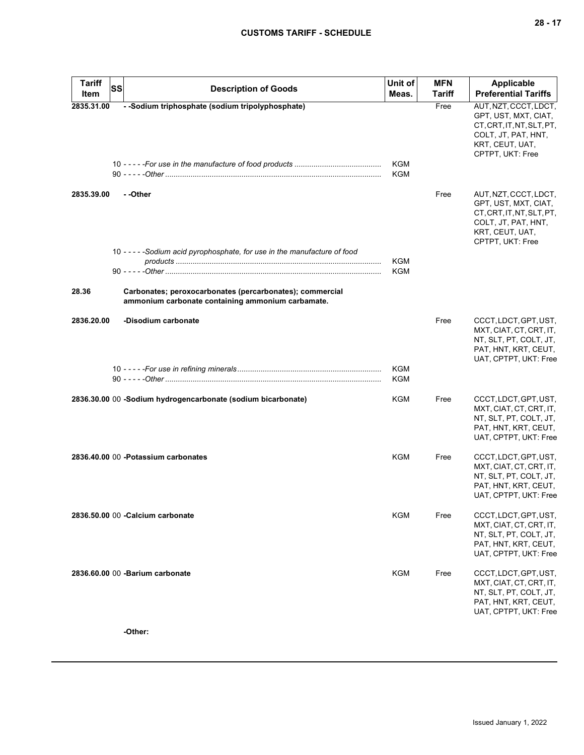| Tariff Item | SS | Description of Goods | Unit of Meas. | MFN Tariff | Applicable Preferential Tariffs |
|---|---|---|---|---|---|
| 2835.31.00 | | - -Sodium triphosphate (sodium tripolyphosphate) | | Free | AUT, NZT, CCCT, LDCT, GPT, UST, MXT, CIAT, CT, CRT, IT, NT, SLT, PT, COLT, JT, PAT, HNT, KRT, CEUT, UAT, CPTPT, UKT: Free |
| | 10 | - - - - -*For use in the manufacture of food products* | KGM | | |
| | 90 | - - - - -*Other* | KGM | | |
| 2835.39.00 | | - -Other | | Free | AUT, NZT, CCCT, LDCT, GPT, UST, MXT, CIAT, CT, CRT, IT, NT, SLT, PT, COLT, JT, PAT, HNT, KRT, CEUT, UAT, CPTPT, UKT: Free |
| | 10 | - - - - -*Sodium acid pyrophosphate, for use in the manufacture of food products* | KGM | | |
| | 90 | - - - - -*Other* | KGM | | |
| 28.36 | | **Carbonates; peroxocarbonates (percarbonates); commercial ammonium carbonate containing ammonium carbamate.** | | | |
| 2836.20.00 | | -Disodium carbonate | | Free | CCCT, LDCT, GPT, UST, MXT, CIAT, CT, CRT, IT, NT, SLT, PT, COLT, JT, PAT, HNT, KRT, CEUT, UAT, CPTPT, UKT: Free |
| | 10 | - - - - -*For use in refining minerals* | KGM | | |
| | 90 | - - - - -*Other* | KGM | | |
| 2836.30.00 | 00 | -Sodium hydrogencarbonate (sodium bicarbonate) | KGM | Free | CCCT, LDCT, GPT, UST, MXT, CIAT, CT, CRT, IT, NT, SLT, PT, COLT, JT, PAT, HNT, KRT, CEUT, UAT, CPTPT, UKT: Free |
| 2836.40.00 | 00 | -Potassium carbonates | KGM | Free | CCCT, LDCT, GPT, UST, MXT, CIAT, CT, CRT, IT, NT, SLT, PT, COLT, JT, PAT, HNT, KRT, CEUT, UAT, CPTPT, UKT: Free |
| 2836.50.00 | 00 | -Calcium carbonate | KGM | Free | CCCT, LDCT, GPT, UST, MXT, CIAT, CT, CRT, IT, NT, SLT, PT, COLT, JT, PAT, HNT, KRT, CEUT, UAT, CPTPT, UKT: Free |
| 2836.60.00 | 00 | -Barium carbonate | KGM | Free | CCCT, LDCT, GPT, UST, MXT, CIAT, CT, CRT, IT, NT, SLT, PT, COLT, JT, PAT, HNT, KRT, CEUT, UAT, CPTPT, UKT: Free |
| | | -Other: | | | |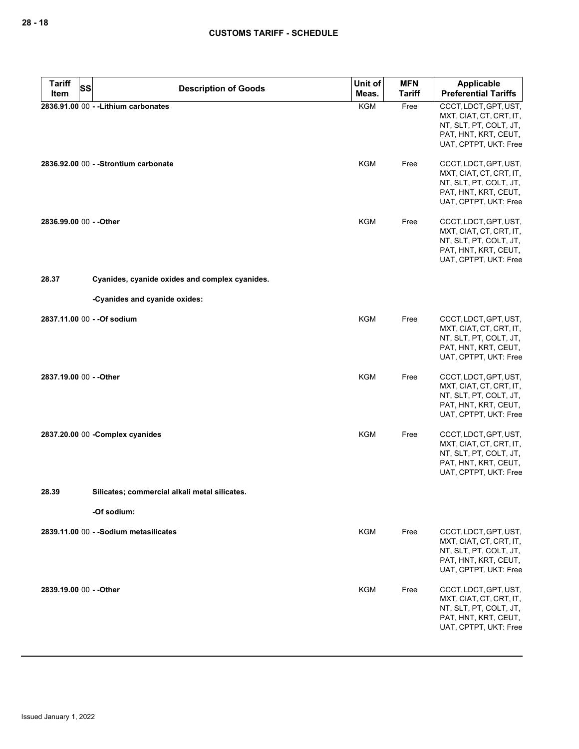| Tariff Item | SS | Description of Goods | Unit of Meas. | MFN Tariff | Applicable Preferential Tariffs |
|---|---|---|---|---|---|
| 2836.91.00 | 00 | - -Lithium carbonates | KGM | Free | CCCT, LDCT, GPT, UST, MXT, CIAT, CT, CRT, IT, NT, SLT, PT, COLT, JT, PAT, HNT, KRT, CEUT, UAT, CPTPT, UKT: Free |
| 2836.92.00 | 00 | - -Strontium carbonate | KGM | Free | CCCT, LDCT, GPT, UST, MXT, CIAT, CT, CRT, IT, NT, SLT, PT, COLT, JT, PAT, HNT, KRT, CEUT, UAT, CPTPT, UKT: Free |
| 2836.99.00 | 00 | - -Other | KGM | Free | CCCT, LDCT, GPT, UST, MXT, CIAT, CT, CRT, IT, NT, SLT, PT, COLT, JT, PAT, HNT, KRT, CEUT, UAT, CPTPT, UKT: Free |
| 28.37 | | Cyanides, cyanide oxides and complex cyanides. | | | |
| | | -Cyanides and cyanide oxides: | | | |
| 2837.11.00 | 00 | - -Of sodium | KGM | Free | CCCT, LDCT, GPT, UST, MXT, CIAT, CT, CRT, IT, NT, SLT, PT, COLT, JT, PAT, HNT, KRT, CEUT, UAT, CPTPT, UKT: Free |
| 2837.19.00 | 00 | - -Other | KGM | Free | CCCT, LDCT, GPT, UST, MXT, CIAT, CT, CRT, IT, NT, SLT, PT, COLT, JT, PAT, HNT, KRT, CEUT, UAT, CPTPT, UKT: Free |
| 2837.20.00 | 00 | -Complex cyanides | KGM | Free | CCCT, LDCT, GPT, UST, MXT, CIAT, CT, CRT, IT, NT, SLT, PT, COLT, JT, PAT, HNT, KRT, CEUT, UAT, CPTPT, UKT: Free |
| 28.39 | | Silicates; commercial alkali metal silicates. | | | |
| | | -Of sodium: | | | |
| 2839.11.00 | 00 | - -Sodium metasilicates | KGM | Free | CCCT, LDCT, GPT, UST, MXT, CIAT, CT, CRT, IT, NT, SLT, PT, COLT, JT, PAT, HNT, KRT, CEUT, UAT, CPTPT, UKT: Free |
| 2839.19.00 | 00 | - -Other | KGM | Free | CCCT, LDCT, GPT, UST, MXT, CIAT, CT, CRT, IT, NT, SLT, PT, COLT, JT, PAT, HNT, KRT, CEUT, UAT, CPTPT, UKT: Free |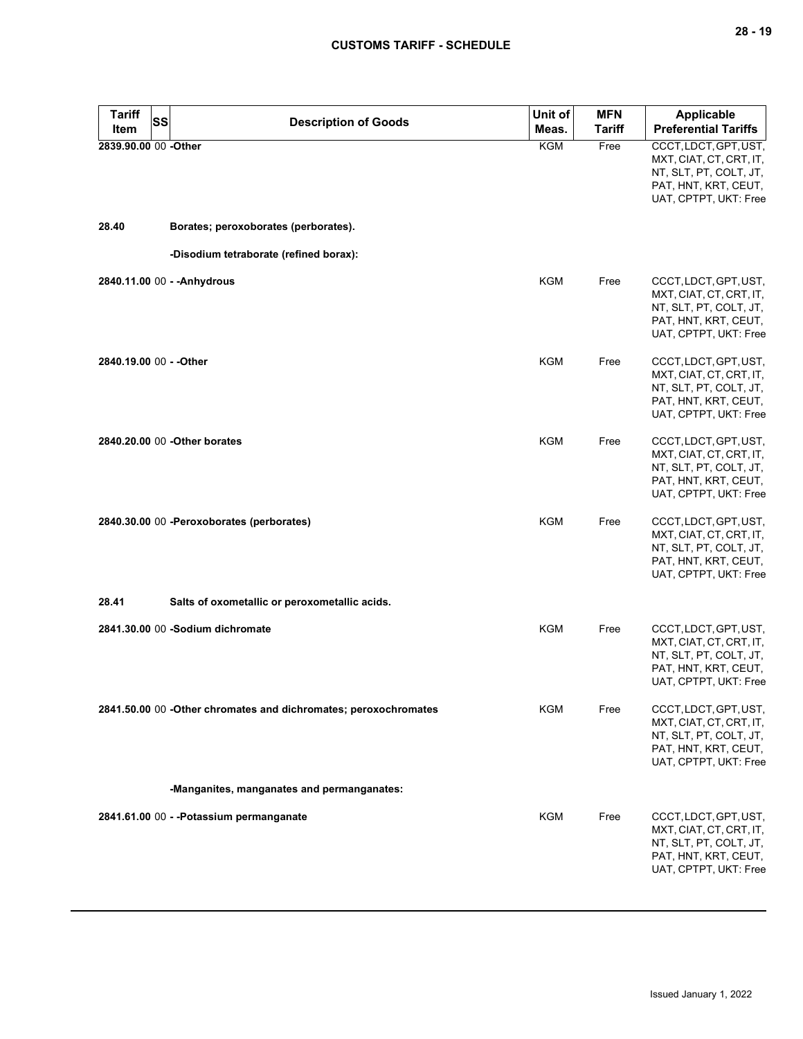| Tariff Item | SS | Description of Goods | Unit of Meas. | MFN Tariff | Applicable Preferential Tariffs |
|---|---|---|---|---|---|
| 2839.90.00 | 00 | -Other | KGM | Free | CCCT, LDCT, GPT, UST, MXT, CIAT, CT, CRT, IT, NT, SLT, PT, COLT, JT, PAT, HNT, KRT, CEUT, UAT, CPTPT, UKT: Free |
| 28.40 | | Borates; peroxoborates (perborates). | | | |
| | | -Disodium tetraborate (refined borax): | | | |
| 2840.11.00 | 00 | - -Anhydrous | KGM | Free | CCCT, LDCT, GPT, UST, MXT, CIAT, CT, CRT, IT, NT, SLT, PT, COLT, JT, PAT, HNT, KRT, CEUT, UAT, CPTPT, UKT: Free |
| 2840.19.00 | 00 | - -Other | KGM | Free | CCCT, LDCT, GPT, UST, MXT, CIAT, CT, CRT, IT, NT, SLT, PT, COLT, JT, PAT, HNT, KRT, CEUT, UAT, CPTPT, UKT: Free |
| 2840.20.00 | 00 | -Other borates | KGM | Free | CCCT, LDCT, GPT, UST, MXT, CIAT, CT, CRT, IT, NT, SLT, PT, COLT, JT, PAT, HNT, KRT, CEUT, UAT, CPTPT, UKT: Free |
| 2840.30.00 | 00 | -Peroxoborates (perborates) | KGM | Free | CCCT, LDCT, GPT, UST, MXT, CIAT, CT, CRT, IT, NT, SLT, PT, COLT, JT, PAT, HNT, KRT, CEUT, UAT, CPTPT, UKT: Free |
| 28.41 | | Salts of oxometallic or peroxometallic acids. | | | |
| 2841.30.00 | 00 | -Sodium dichromate | KGM | Free | CCCT, LDCT, GPT, UST, MXT, CIAT, CT, CRT, IT, NT, SLT, PT, COLT, JT, PAT, HNT, KRT, CEUT, UAT, CPTPT, UKT: Free |
| 2841.50.00 | 00 | -Other chromates and dichromates; peroxochromates | KGM | Free | CCCT, LDCT, GPT, UST, MXT, CIAT, CT, CRT, IT, NT, SLT, PT, COLT, JT, PAT, HNT, KRT, CEUT, UAT, CPTPT, UKT: Free |
| | | -Manganites, manganates and permanganates: | | | |
| 2841.61.00 | 00 | - -Potassium permanganate | KGM | Free | CCCT, LDCT, GPT, UST, MXT, CIAT, CT, CRT, IT, NT, SLT, PT, COLT, JT, PAT, HNT, KRT, CEUT, UAT, CPTPT, UKT: Free |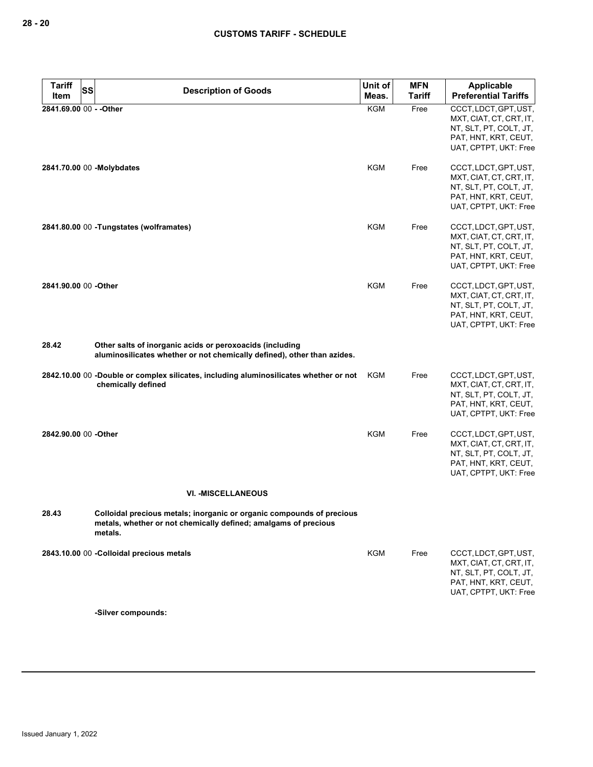| Tariff Item | SS | Description of Goods | Unit of Meas. | MFN Tariff | Applicable Preferential Tariffs |
|---|---|---|---|---|---|
| 2841.69.00 | 00 | - -Other | KGM | Free | CCCT, LDCT, GPT, UST, MXT, CIAT, CT, CRT, IT, NT, SLT, PT, COLT, JT, PAT, HNT, KRT, CEUT, UAT, CPTPT, UKT: Free |
| 2841.70.00 | 00 | -Molybdates | KGM | Free | CCCT, LDCT, GPT, UST, MXT, CIAT, CT, CRT, IT, NT, SLT, PT, COLT, JT, PAT, HNT, KRT, CEUT, UAT, CPTPT, UKT: Free |
| 2841.80.00 | 00 | -Tungstates (wolframates) | KGM | Free | CCCT, LDCT, GPT, UST, MXT, CIAT, CT, CRT, IT, NT, SLT, PT, COLT, JT, PAT, HNT, KRT, CEUT, UAT, CPTPT, UKT: Free |
| 2841.90.00 | 00 | -Other | KGM | Free | CCCT, LDCT, GPT, UST, MXT, CIAT, CT, CRT, IT, NT, SLT, PT, COLT, JT, PAT, HNT, KRT, CEUT, UAT, CPTPT, UKT: Free |
| 28.42 | | Other salts of inorganic acids or peroxoacids (including aluminosilicates whether or not chemically defined), other than azides. | | | |
| 2842.10.00 | 00 | -Double or complex silicates, including aluminosilicates whether or not chemically defined | KGM | Free | CCCT, LDCT, GPT, UST, MXT, CIAT, CT, CRT, IT, NT, SLT, PT, COLT, JT, PAT, HNT, KRT, CEUT, UAT, CPTPT, UKT: Free |
| 2842.90.00 | 00 | -Other | KGM | Free | CCCT, LDCT, GPT, UST, MXT, CIAT, CT, CRT, IT, NT, SLT, PT, COLT, JT, PAT, HNT, KRT, CEUT, UAT, CPTPT, UKT: Free |
| | | VI. -MISCELLANEOUS | | | |
| 28.43 | | Colloidal precious metals; inorganic or organic compounds of precious metals, whether or not chemically defined; amalgams of precious metals. | | | |
| 2843.10.00 | 00 | -Colloidal precious metals | KGM | Free | CCCT, LDCT, GPT, UST, MXT, CIAT, CT, CRT, IT, NT, SLT, PT, COLT, JT, PAT, HNT, KRT, CEUT, UAT, CPTPT, UKT: Free |
| | | -Silver compounds: | | | |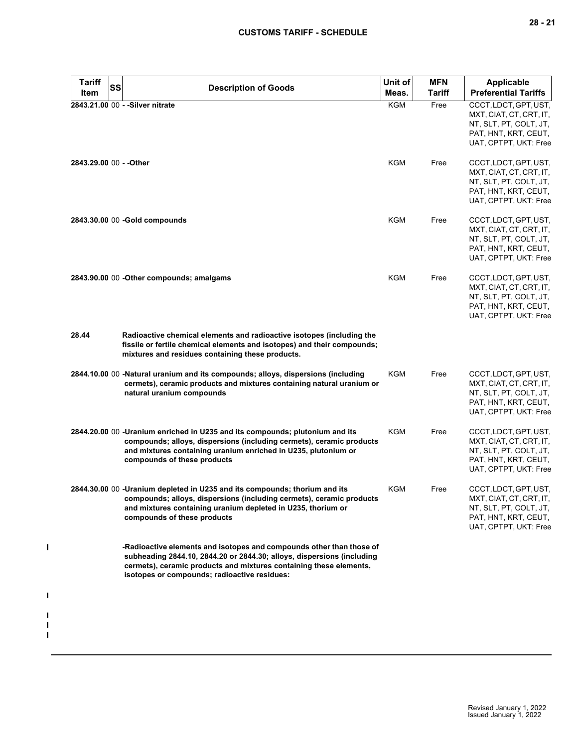| Tariff Item | SS | Description of Goods | Unit of Meas. | MFN Tariff | Applicable Preferential Tariffs |
|---|---|---|---|---|---|
| 2843.21.00 | 00 | - -Silver nitrate | KGM | Free | CCCT, LDCT, GPT, UST, MXT, CIAT, CT, CRT, IT, NT, SLT, PT, COLT, JT, PAT, HNT, KRT, CEUT, UAT, CPTPT, UKT: Free |
| 2843.29.00 | 00 | - -Other | KGM | Free | CCCT, LDCT, GPT, UST, MXT, CIAT, CT, CRT, IT, NT, SLT, PT, COLT, JT, PAT, HNT, KRT, CEUT, UAT, CPTPT, UKT: Free |
| 2843.30.00 | 00 | -Gold compounds | KGM | Free | CCCT, LDCT, GPT, UST, MXT, CIAT, CT, CRT, IT, NT, SLT, PT, COLT, JT, PAT, HNT, KRT, CEUT, UAT, CPTPT, UKT: Free |
| 2843.90.00 | 00 | -Other compounds; amalgams | KGM | Free | CCCT, LDCT, GPT, UST, MXT, CIAT, CT, CRT, IT, NT, SLT, PT, COLT, JT, PAT, HNT, KRT, CEUT, UAT, CPTPT, UKT: Free |
| 28.44 | | Radioactive chemical elements and radioactive isotopes (including the fissile or fertile chemical elements and isotopes) and their compounds; mixtures and residues containing these products. | | | |
| 2844.10.00 | 00 | -Natural uranium and its compounds; alloys, dispersions (including cermets), ceramic products and mixtures containing natural uranium or natural uranium compounds | KGM | Free | CCCT, LDCT, GPT, UST, MXT, CIAT, CT, CRT, IT, NT, SLT, PT, COLT, JT, PAT, HNT, KRT, CEUT, UAT, CPTPT, UKT: Free |
| 2844.20.00 | 00 | -Uranium enriched in U235 and its compounds; plutonium and its compounds; alloys, dispersions (including cermets), ceramic products and mixtures containing uranium enriched in U235, plutonium or compounds of these products | KGM | Free | CCCT, LDCT, GPT, UST, MXT, CIAT, CT, CRT, IT, NT, SLT, PT, COLT, JT, PAT, HNT, KRT, CEUT, UAT, CPTPT, UKT: Free |
| 2844.30.00 | 00 | -Uranium depleted in U235 and its compounds; thorium and its compounds; alloys, dispersions (including cermets), ceramic products and mixtures containing uranium depleted in U235, thorium or compounds of these products | KGM | Free | CCCT, LDCT, GPT, UST, MXT, CIAT, CT, CRT, IT, NT, SLT, PT, COLT, JT, PAT, HNT, KRT, CEUT, UAT, CPTPT, UKT: Free |
| | | -Radioactive elements and isotopes and compounds other than those of subheading 2844.10, 2844.20 or 2844.30; alloys, dispersions (including cermets), ceramic products and mixtures containing these elements, isotopes or compounds; radioactive residues: | | | |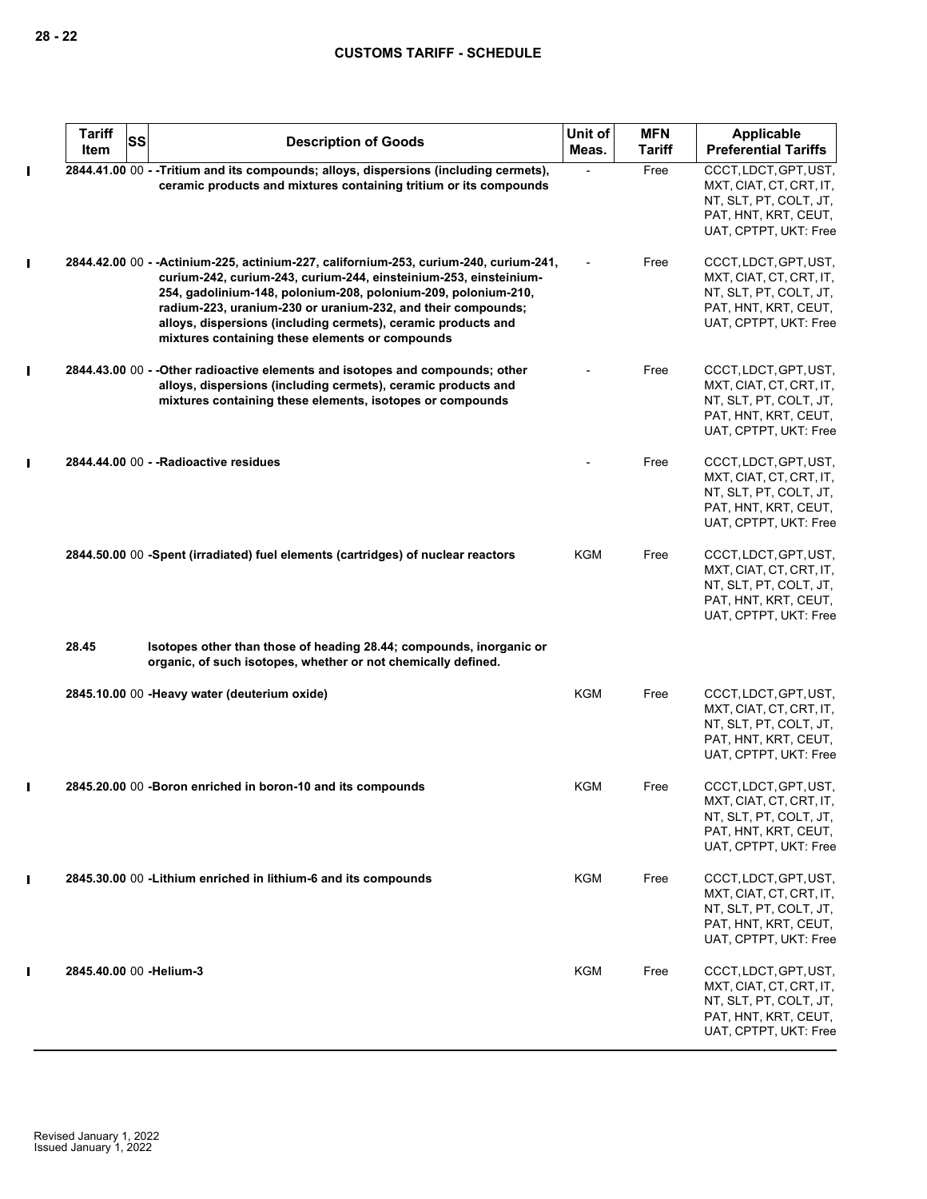| Tariff Item | SS | Description of Goods | Unit of Meas. | MFN Tariff | Applicable Preferential Tariffs |
|---|---|---|---|---|---|
| 2844.41.00 | 00 | - -Tritium and its compounds; alloys, dispersions (including cermets), ceramic products and mixtures containing tritium or its compounds | - | Free | CCCT, LDCT, GPT, UST, MXT, CIAT, CT, CRT, IT, NT, SLT, PT, COLT, JT, PAT, HNT, KRT, CEUT, UAT, CPTPT, UKT: Free |
| 2844.42.00 | 00 | - -Actinium-225, actinium-227, californium-253, curium-240, curium-241, curium-242, curium-243, curium-244, einsteinium-253, einsteinium-254, gadolinium-148, polonium-208, polonium-209, polonium-210, radium-223, uranium-230 or uranium-232, and their compounds; alloys, dispersions (including cermets), ceramic products and mixtures containing these elements or compounds | - | Free | CCCT, LDCT, GPT, UST, MXT, CIAT, CT, CRT, IT, NT, SLT, PT, COLT, JT, PAT, HNT, KRT, CEUT, UAT, CPTPT, UKT: Free |
| 2844.43.00 | 00 | - -Other radioactive elements and isotopes and compounds; other alloys, dispersions (including cermets), ceramic products and mixtures containing these elements, isotopes or compounds | - | Free | CCCT, LDCT, GPT, UST, MXT, CIAT, CT, CRT, IT, NT, SLT, PT, COLT, JT, PAT, HNT, KRT, CEUT, UAT, CPTPT, UKT: Free |
| 2844.44.00 | 00 | - -Radioactive residues | - | Free | CCCT, LDCT, GPT, UST, MXT, CIAT, CT, CRT, IT, NT, SLT, PT, COLT, JT, PAT, HNT, KRT, CEUT, UAT, CPTPT, UKT: Free |
| 2844.50.00 | 00 | -Spent (irradiated) fuel elements (cartridges) of nuclear reactors | KGM | Free | CCCT, LDCT, GPT, UST, MXT, CIAT, CT, CRT, IT, NT, SLT, PT, COLT, JT, PAT, HNT, KRT, CEUT, UAT, CPTPT, UKT: Free |
| 28.45 | | Isotopes other than those of heading 28.44; compounds, inorganic or organic, of such isotopes, whether or not chemically defined. | | | |
| 2845.10.00 | 00 | -Heavy water (deuterium oxide) | KGM | Free | CCCT, LDCT, GPT, UST, MXT, CIAT, CT, CRT, IT, NT, SLT, PT, COLT, JT, PAT, HNT, KRT, CEUT, UAT, CPTPT, UKT: Free |
| 2845.20.00 | 00 | -Boron enriched in boron-10 and its compounds | KGM | Free | CCCT, LDCT, GPT, UST, MXT, CIAT, CT, CRT, IT, NT, SLT, PT, COLT, JT, PAT, HNT, KRT, CEUT, UAT, CPTPT, UKT: Free |
| 2845.30.00 | 00 | -Lithium enriched in lithium-6 and its compounds | KGM | Free | CCCT, LDCT, GPT, UST, MXT, CIAT, CT, CRT, IT, NT, SLT, PT, COLT, JT, PAT, HNT, KRT, CEUT, UAT, CPTPT, UKT: Free |
| 2845.40.00 | 00 | -Helium-3 | KGM | Free | CCCT, LDCT, GPT, UST, MXT, CIAT, CT, CRT, IT, NT, SLT, PT, COLT, JT, PAT, HNT, KRT, CEUT, UAT, CPTPT, UKT: Free |

Revised January 1, 2022
Issued January 1, 2022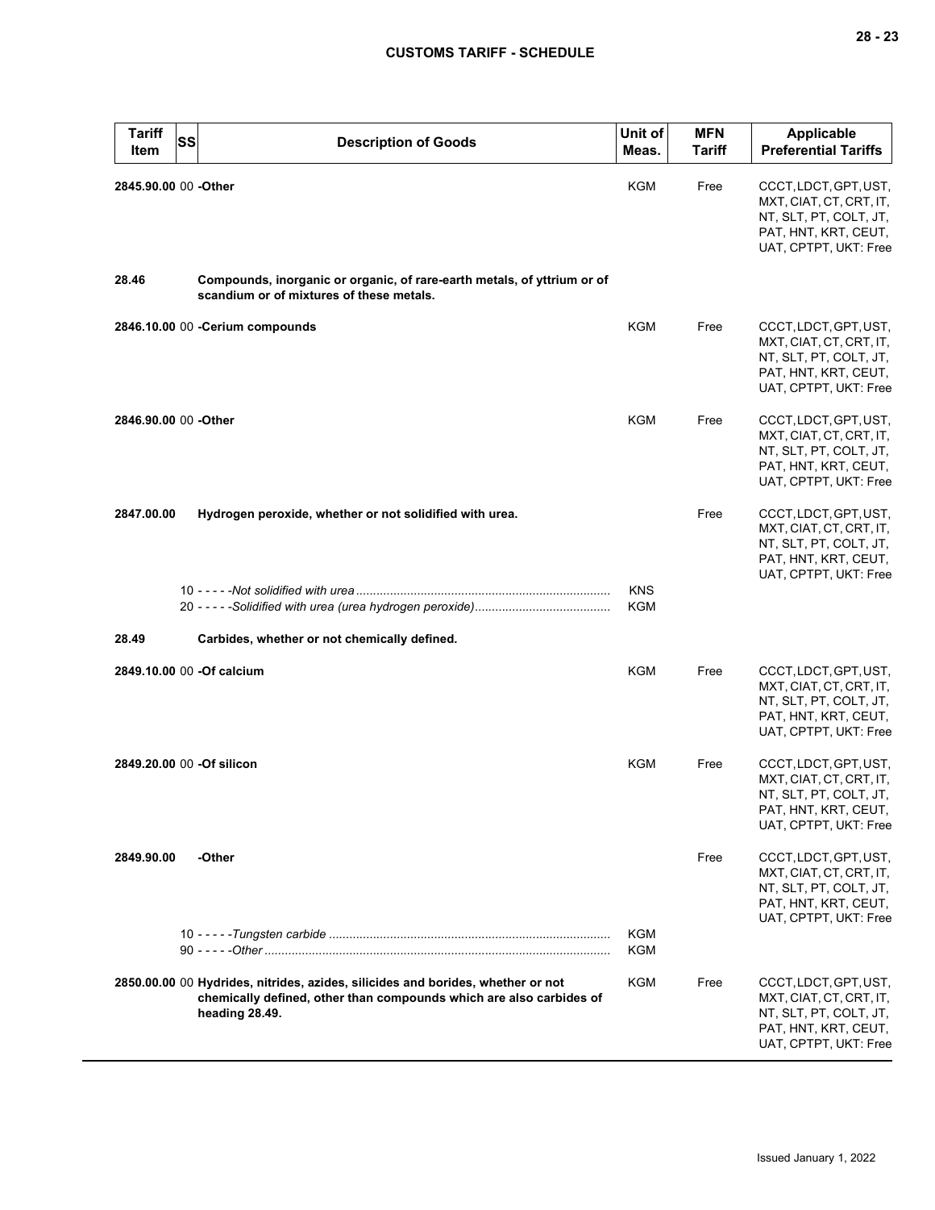| Tariff Item | SS | Description of Goods | Unit of Meas. | MFN Tariff | Applicable Preferential Tariffs |
|---|---|---|---|---|---|
| **2845.90.00** | 00 | **-Other** | KGM | Free | CCCT, LDCT, GPT, UST, MXT, CIAT, CT, CRT, IT, NT, SLT, PT, COLT, JT, PAT, HNT, KRT, CEUT, UAT, CPTPT, UKT: Free |
| **28.46** | | **Compounds, inorganic or organic, of rare-earth metals, of yttrium or of scandium or of mixtures of these metals.** | | | |
| **2846.10.00** | 00 | **-Cerium compounds** | KGM | Free | CCCT, LDCT, GPT, UST, MXT, CIAT, CT, CRT, IT, NT, SLT, PT, COLT, JT, PAT, HNT, KRT, CEUT, UAT, CPTPT, UKT: Free |
| **2846.90.00** | 00 | **-Other** | KGM | Free | CCCT, LDCT, GPT, UST, MXT, CIAT, CT, CRT, IT, NT, SLT, PT, COLT, JT, PAT, HNT, KRT, CEUT, UAT, CPTPT, UKT: Free |
| **2847.00.00** | | **Hydrogen peroxide, whether or not solidified with urea.** | | Free | CCCT, LDCT, GPT, UST, MXT, CIAT, CT, CRT, IT, NT, SLT, PT, COLT, JT, PAT, HNT, KRT, CEUT, UAT, CPTPT, UKT: Free |
| | 10 | - - - - -*Not solidified with urea* | KNS | | |
| | 20 | - - - - -*Solidified with urea (urea hydrogen peroxide)* | KGM | | |
| **28.49** | | **Carbides, whether or not chemically defined.** | | | |
| **2849.10.00** | 00 | **-Of calcium** | KGM | Free | CCCT, LDCT, GPT, UST, MXT, CIAT, CT, CRT, IT, NT, SLT, PT, COLT, JT, PAT, HNT, KRT, CEUT, UAT, CPTPT, UKT: Free |
| **2849.20.00** | 00 | **-Of silicon** | KGM | Free | CCCT, LDCT, GPT, UST, MXT, CIAT, CT, CRT, IT, NT, SLT, PT, COLT, JT, PAT, HNT, KRT, CEUT, UAT, CPTPT, UKT: Free |
| **2849.90.00** | | **-Other** | | Free | CCCT, LDCT, GPT, UST, MXT, CIAT, CT, CRT, IT, NT, SLT, PT, COLT, JT, PAT, HNT, KRT, CEUT, UAT, CPTPT, UKT: Free |
| | 10 | - - - - -*Tungsten carbide* | KGM | | |
| | 90 | - - - - -*Other* | KGM | | |
| **2850.00.00** | 00 | **Hydrides, nitrides, azides, silicides and borides, whether or not chemically defined, other than compounds which are also carbides of heading 28.49.** | KGM | Free | CCCT, LDCT, GPT, UST, MXT, CIAT, CT, CRT, IT, NT, SLT, PT, COLT, JT, PAT, HNT, KRT, CEUT, UAT, CPTPT, UKT: Free |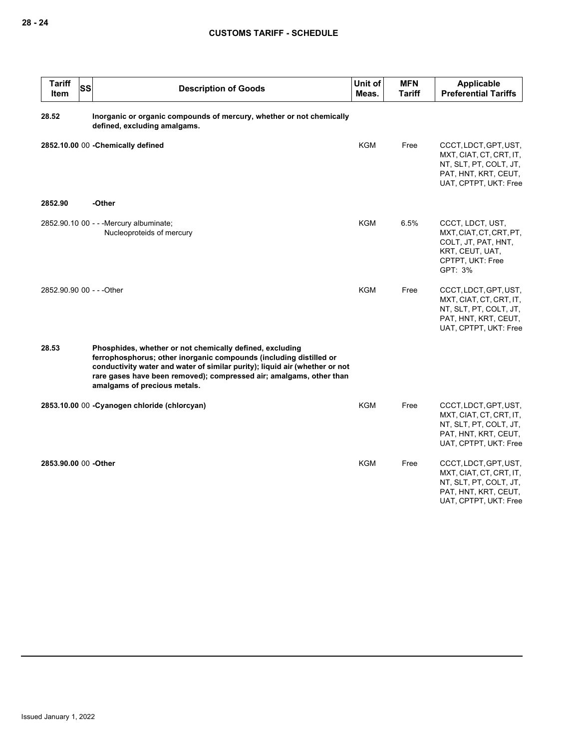| Tariff Item | SS | Description of Goods | Unit of Meas. | MFN Tariff | Applicable Preferential Tariffs |
|---|---|---|---|---|---|
| **28.52** | | **Inorganic or organic compounds of mercury, whether or not chemically defined, excluding amalgams.** | | | |
| **2852.10.00** | 00 | **-Chemically defined** | KGM | Free | CCCT, LDCT, GPT, UST, MXT, CIAT, CT, CRT, IT, NT, SLT, PT, COLT, JT, PAT, HNT, KRT, CEUT, UAT, CPTPT, UKT: Free |
| **2852.90** | | **-Other** | | | |
| 2852.90.10 | 00 | - - -Mercury albuminate; Nucleoproteids of mercury | KGM | 6.5% | CCCT, LDCT, UST, MXT, CIAT, CT, CRT, PT, COLT, JT, PAT, HNT, KRT, CEUT, UAT, CPTPT, UKT: Free GPT: 3% |
| 2852.90.90 | 00 | - - -Other | KGM | Free | CCCT, LDCT, GPT, UST, MXT, CIAT, CT, CRT, IT, NT, SLT, PT, COLT, JT, PAT, HNT, KRT, CEUT, UAT, CPTPT, UKT: Free |
| **28.53** | | **Phosphides, whether or not chemically defined, excluding ferrophosphorus; other inorganic compounds (including distilled or conductivity water and water of similar purity); liquid air (whether or not rare gases have been removed); compressed air; amalgams, other than amalgams of precious metals.** | | | |
| **2853.10.00** | 00 | **-Cyanogen chloride (chlorcyan)** | KGM | Free | CCCT, LDCT, GPT, UST, MXT, CIAT, CT, CRT, IT, NT, SLT, PT, COLT, JT, PAT, HNT, KRT, CEUT, UAT, CPTPT, UKT: Free |
| **2853.90.00** | 00 | **-Other** | KGM | Free | CCCT, LDCT, GPT, UST, MXT, CIAT, CT, CRT, IT, NT, SLT, PT, COLT, JT, PAT, HNT, KRT, CEUT, UAT, CPTPT, UKT: Free |